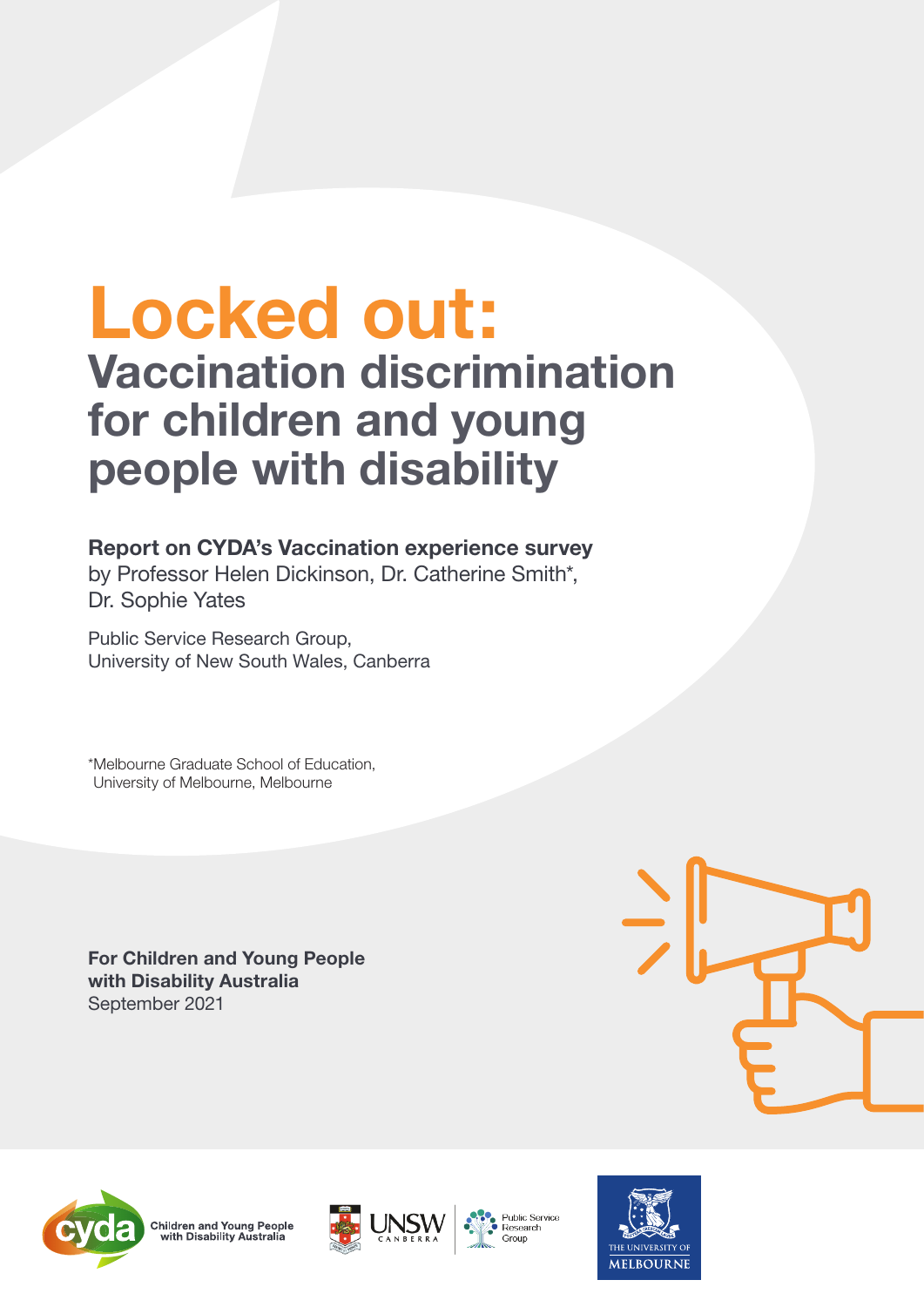# Locked out:

## Vaccination discrimination for children and young people with disability

**Report on CYDA's Vaccination experience survey**
by Professor Helen Dickinson, Dr. Catherine Smith*, Dr. Sophie Yates

Public Service Research Group,
University of New South Wales, Canberra

*Melbourne Graduate School of Education,
University of Melbourne, Melbourne

**For Children and Young People with Disability Australia**
September 2021

Children and Young People with Disability Australia

UNSW CANBERRA

Public Service Research Group

THE UNIVERSITY OF MELBOURNE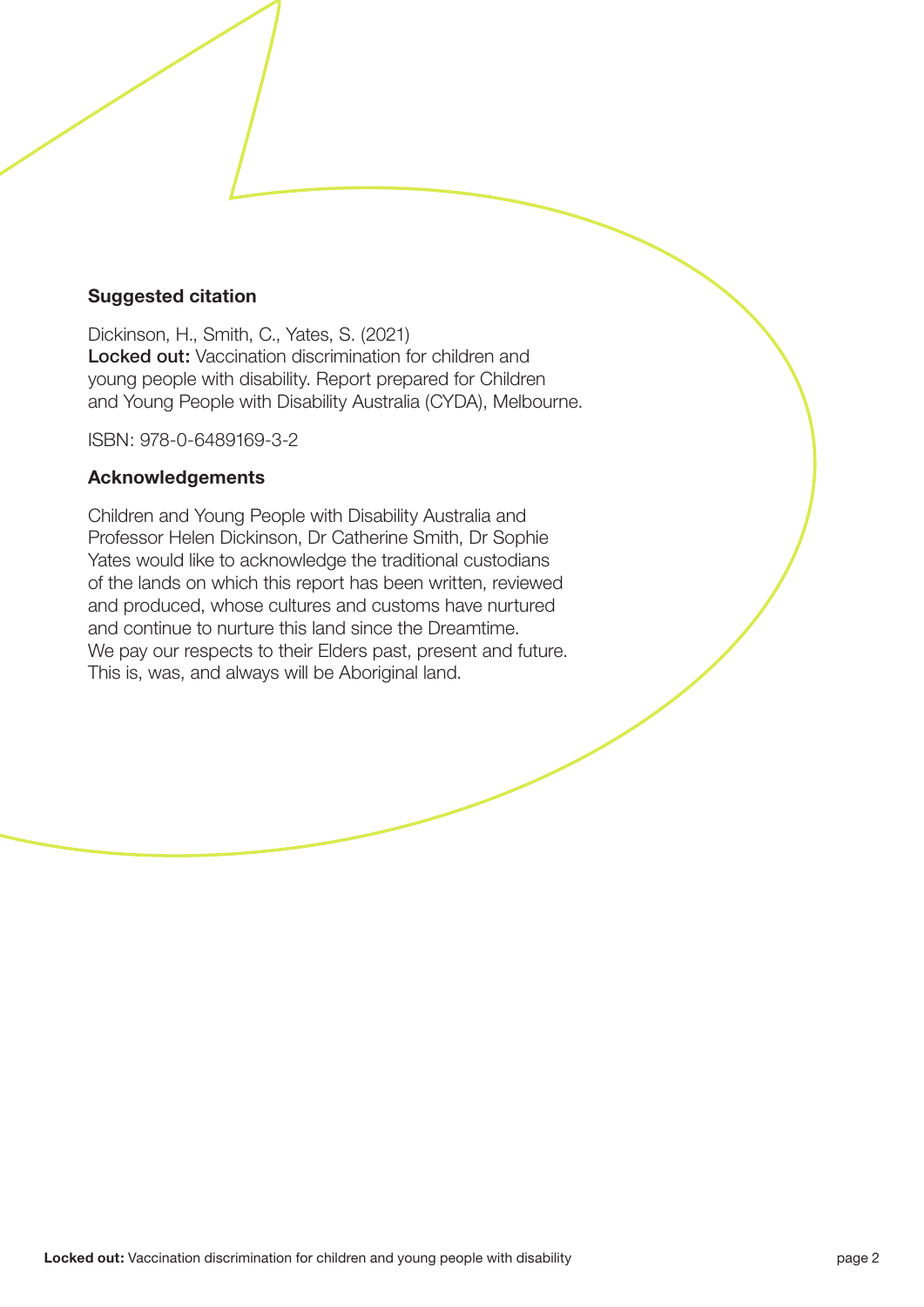## Suggested citation

Dickinson, H., Smith, C., Yates, S. (2021)
**Locked out:** Vaccination discrimination for children and young people with disability. Report prepared for Children and Young People with Disability Australia (CYDA), Melbourne.

ISBN: 978-0-6489169-3-2

## Acknowledgements

Children and Young People with Disability Australia and Professor Helen Dickinson, Dr Catherine Smith, Dr Sophie Yates would like to acknowledge the traditional custodians of the lands on which this report has been written, reviewed and produced, whose cultures and customs have nurtured and continue to nurture this land since the Dreamtime. We pay our respects to their Elders past, present and future. This is, was, and always will be Aboriginal land.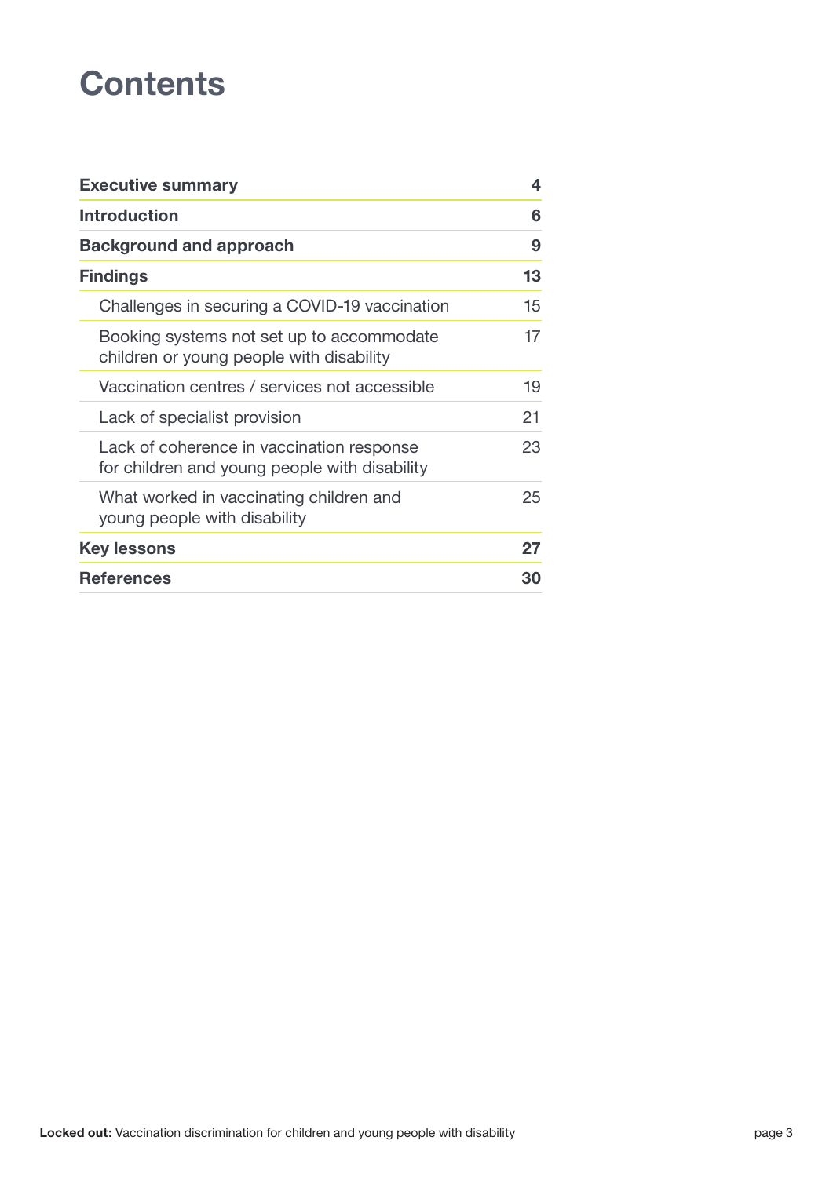# Contents

| | |
|---|---|
| **Executive summary** | **4** |
| **Introduction** | **6** |
| **Background and approach** | **9** |
| **Findings** | **13** |
| Challenges in securing a COVID-19 vaccination | 15 |
| Booking systems not set up to accommodate children or young people with disability | 17 |
| Vaccination centres / services not accessible | 19 |
| Lack of specialist provision | 21 |
| Lack of coherence in vaccination response for children and young people with disability | 23 |
| What worked in vaccinating children and young people with disability | 25 |
| **Key lessons** | **27** |
| **References** | **30** |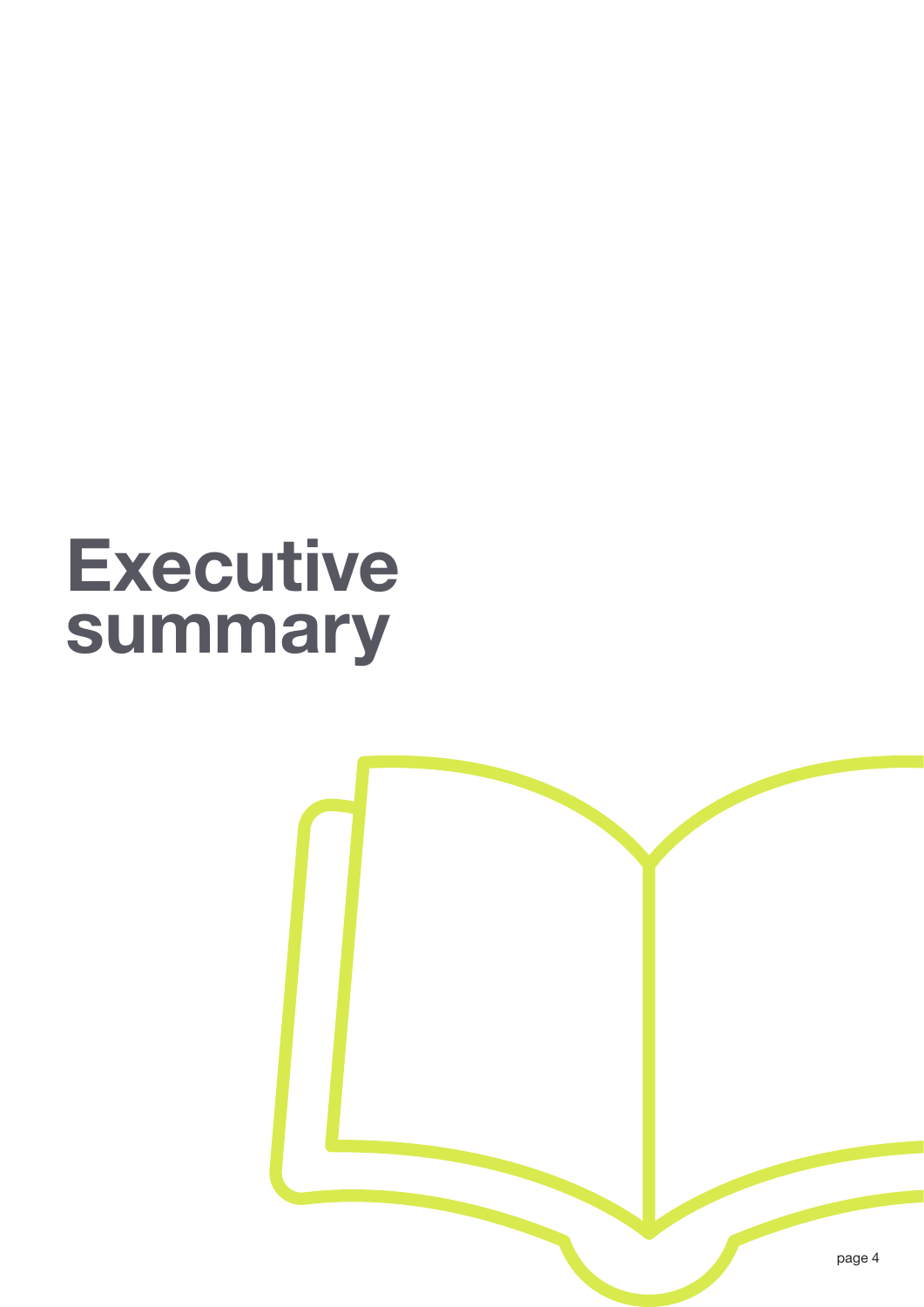# Executive summary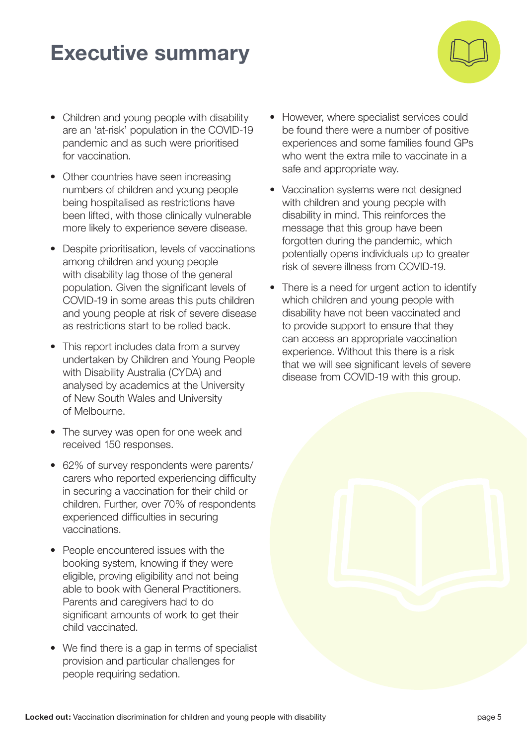# Executive summary

- Children and young people with disability are an 'at-risk' population in the COVID-19 pandemic and as such were prioritised for vaccination.
- Other countries have seen increasing numbers of children and young people being hospitalised as restrictions have been lifted, with those clinically vulnerable more likely to experience severe disease.
- Despite prioritisation, levels of vaccinations among children and young people with disability lag those of the general population. Given the significant levels of COVID-19 in some areas this puts children and young people at risk of severe disease as restrictions start to be rolled back.
- This report includes data from a survey undertaken by Children and Young People with Disability Australia (CYDA) and analysed by academics at the University of New South Wales and University of Melbourne.
- The survey was open for one week and received 150 responses.
- 62% of survey respondents were parents/carers who reported experiencing difficulty in securing a vaccination for their child or children. Further, over 70% of respondents experienced difficulties in securing vaccinations.
- People encountered issues with the booking system, knowing if they were eligible, proving eligibility and not being able to book with General Practitioners. Parents and caregivers had to do significant amounts of work to get their child vaccinated.
- We find there is a gap in terms of specialist provision and particular challenges for people requiring sedation.
- However, where specialist services could be found there were a number of positive experiences and some families found GPs who went the extra mile to vaccinate in a safe and appropriate way.
- Vaccination systems were not designed with children and young people with disability in mind. This reinforces the message that this group have been forgotten during the pandemic, which potentially opens individuals up to greater risk of severe illness from COVID-19.
- There is a need for urgent action to identify which children and young people with disability have not been vaccinated and to provide support to ensure that they can access an appropriate vaccination experience. Without this there is a risk that we will see significant levels of severe disease from COVID-19 with this group.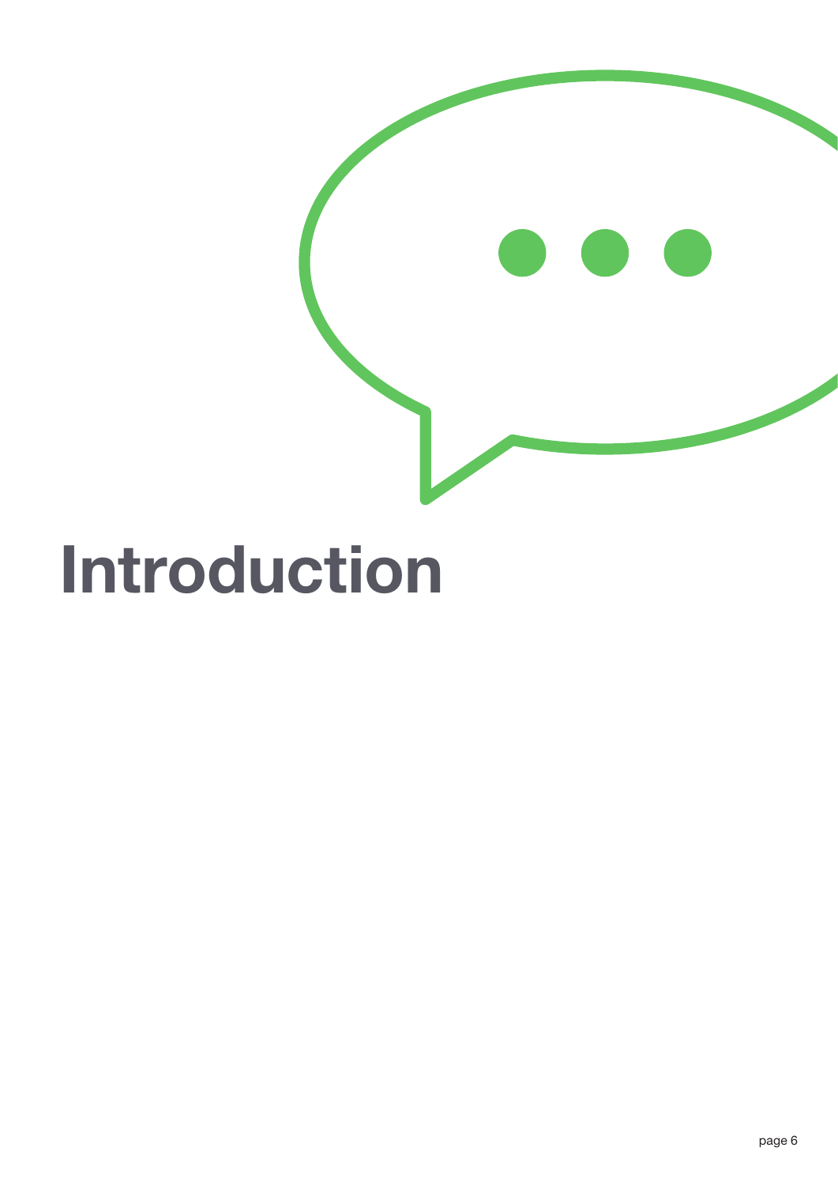# Introduction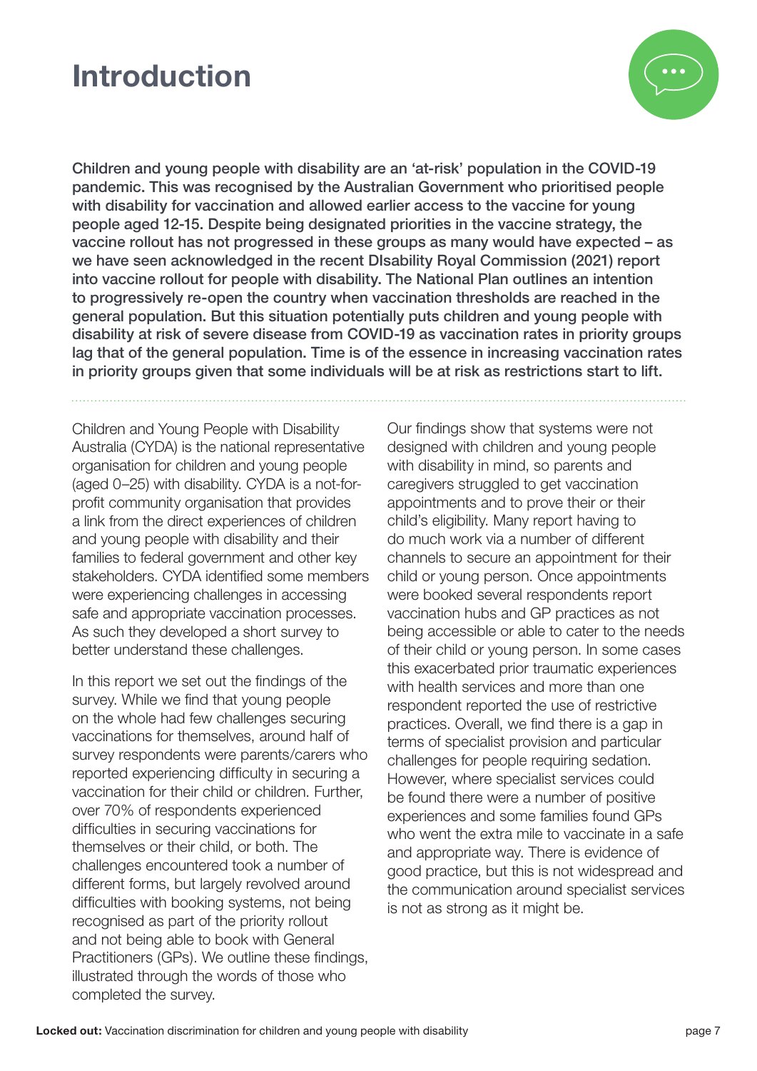# Introduction

**Children and young people with disability are an 'at-risk' population in the COVID-19 pandemic. This was recognised by the Australian Government who prioritised people with disability for vaccination and allowed earlier access to the vaccine for young people aged 12-15. Despite being designated priorities in the vaccine strategy, the vaccine rollout has not progressed in these groups as many would have expected – as we have seen acknowledged in the recent DIsability Royal Commission (2021) report into vaccine rollout for people with disability. The National Plan outlines an intention to progressively re-open the country when vaccination thresholds are reached in the general population. But this situation potentially puts children and young people with disability at risk of severe disease from COVID-19 as vaccination rates in priority groups lag that of the general population. Time is of the essence in increasing vaccination rates in priority groups given that some individuals will be at risk as restrictions start to lift.**

Children and Young People with Disability Australia (CYDA) is the national representative organisation for children and young people (aged 0–25) with disability. CYDA is a not-for-profit community organisation that provides a link from the direct experiences of children and young people with disability and their families to federal government and other key stakeholders. CYDA identified some members were experiencing challenges in accessing safe and appropriate vaccination processes. As such they developed a short survey to better understand these challenges.

In this report we set out the findings of the survey. While we find that young people on the whole had few challenges securing vaccinations for themselves, around half of survey respondents were parents/carers who reported experiencing difficulty in securing a vaccination for their child or children. Further, over 70% of respondents experienced difficulties in securing vaccinations for themselves or their child, or both. The challenges encountered took a number of different forms, but largely revolved around difficulties with booking systems, not being recognised as part of the priority rollout and not being able to book with General Practitioners (GPs). We outline these findings, illustrated through the words of those who completed the survey.

Our findings show that systems were not designed with children and young people with disability in mind, so parents and caregivers struggled to get vaccination appointments and to prove their or their child's eligibility. Many report having to do much work via a number of different channels to secure an appointment for their child or young person. Once appointments were booked several respondents report vaccination hubs and GP practices as not being accessible or able to cater to the needs of their child or young person. In some cases this exacerbated prior traumatic experiences with health services and more than one respondent reported the use of restrictive practices. Overall, we find there is a gap in terms of specialist provision and particular challenges for people requiring sedation. However, where specialist services could be found there were a number of positive experiences and some families found GPs who went the extra mile to vaccinate in a safe and appropriate way. There is evidence of good practice, but this is not widespread and the communication around specialist services is not as strong as it might be.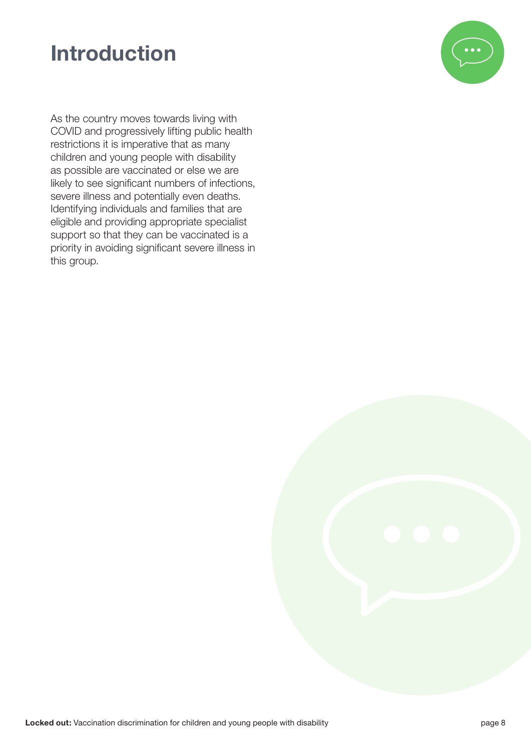# Introduction

As the country moves towards living with COVID and progressively lifting public health restrictions it is imperative that as many children and young people with disability as possible are vaccinated or else we are likely to see significant numbers of infections, severe illness and potentially even deaths. Identifying individuals and families that are eligible and providing appropriate specialist support so that they can be vaccinated is a priority in avoiding significant severe illness in this group.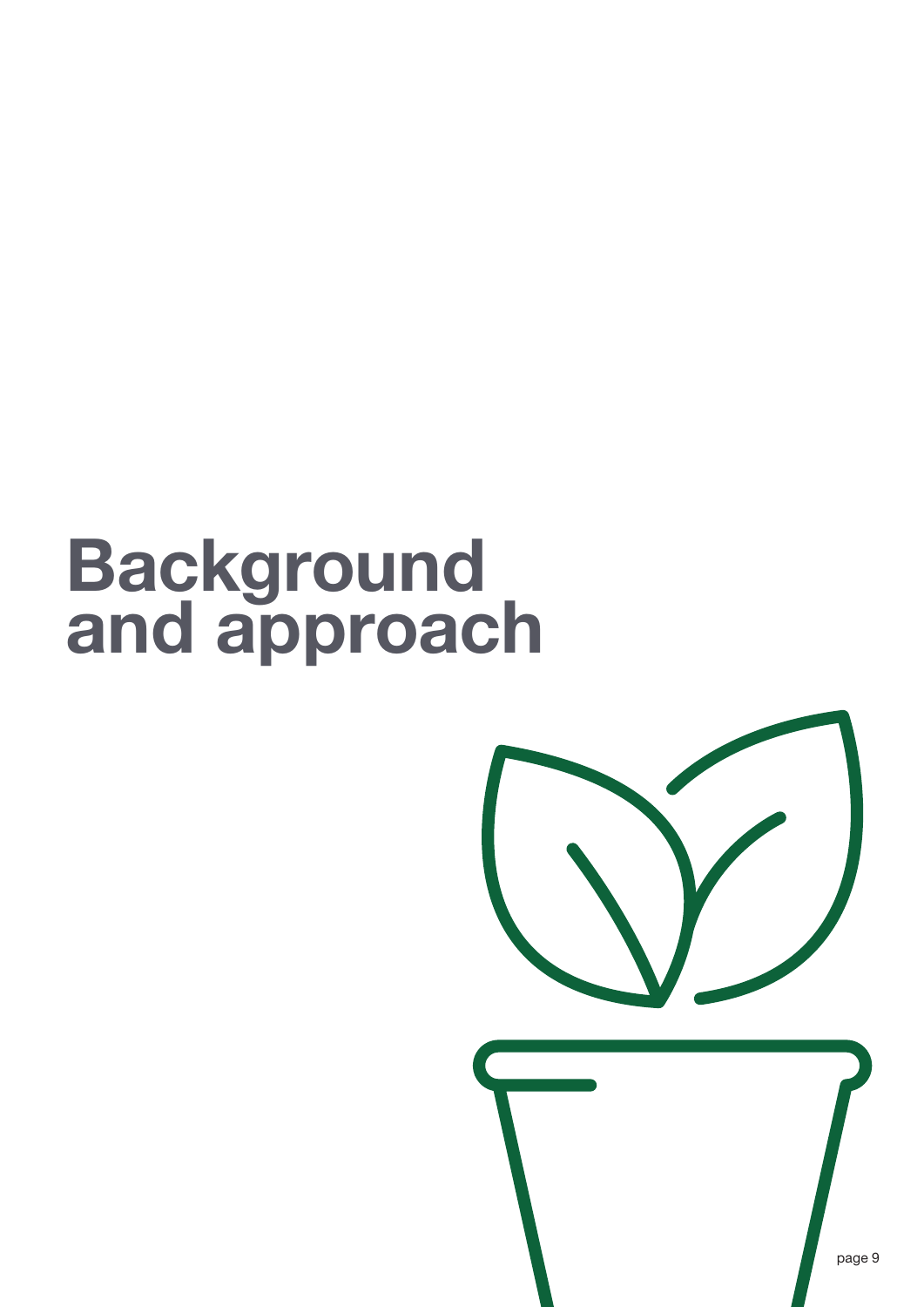# Background and approach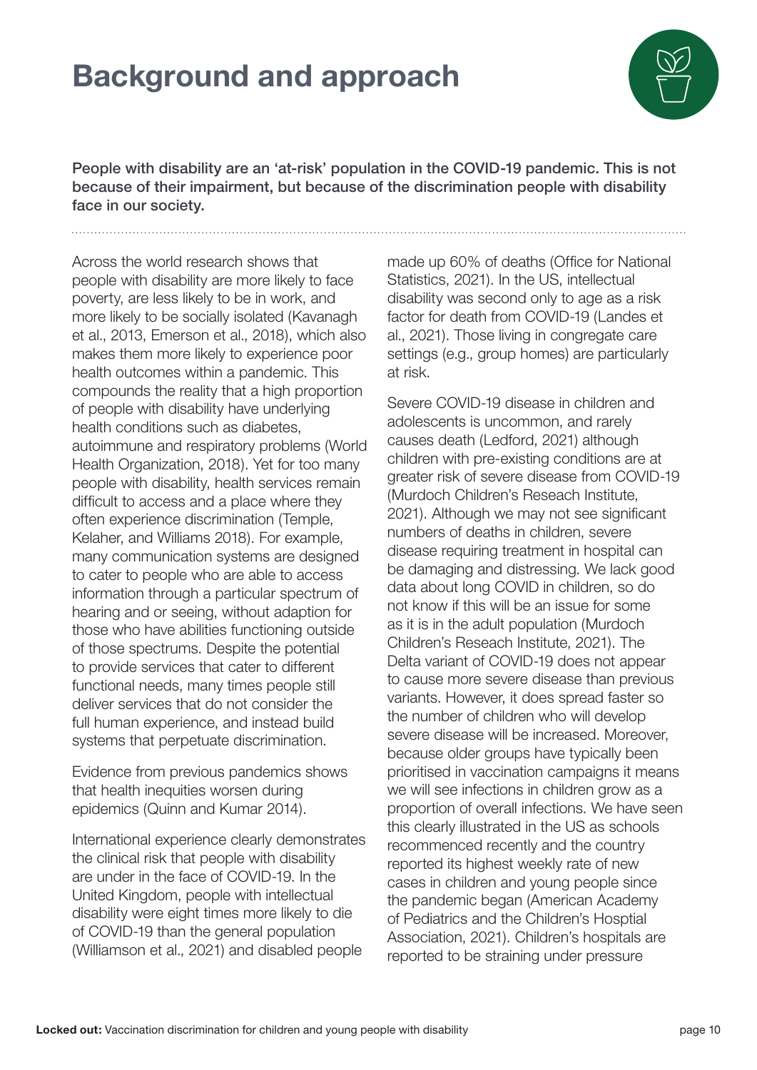# Background and approach

**People with disability are an 'at-risk' population in the COVID-19 pandemic. This is not because of their impairment, but because of the discrimination people with disability face in our society.**

Across the world research shows that people with disability are more likely to face poverty, are less likely to be in work, and more likely to be socially isolated (Kavanagh et al., 2013, Emerson et al., 2018), which also makes them more likely to experience poor health outcomes within a pandemic. This compounds the reality that a high proportion of people with disability have underlying health conditions such as diabetes, autoimmune and respiratory problems (World Health Organization, 2018). Yet for too many people with disability, health services remain difficult to access and a place where they often experience discrimination (Temple, Kelaher, and Williams 2018). For example, many communication systems are designed to cater to people who are able to access information through a particular spectrum of hearing and or seeing, without adaption for those who have abilities functioning outside of those spectrums. Despite the potential to provide services that cater to different functional needs, many times people still deliver services that do not consider the full human experience, and instead build systems that perpetuate discrimination.

Evidence from previous pandemics shows that health inequities worsen during epidemics (Quinn and Kumar 2014).

International experience clearly demonstrates the clinical risk that people with disability are under in the face of COVID-19. In the United Kingdom, people with intellectual disability were eight times more likely to die of COVID-19 than the general population (Williamson et al., 2021) and disabled people made up 60% of deaths (Office for National Statistics, 2021). In the US, intellectual disability was second only to age as a risk factor for death from COVID-19 (Landes et al., 2021). Those living in congregate care settings (e.g., group homes) are particularly at risk.

Severe COVID-19 disease in children and adolescents is uncommon, and rarely causes death (Ledford, 2021) although children with pre-existing conditions are at greater risk of severe disease from COVID-19 (Murdoch Children's Reseach Institute, 2021). Although we may not see significant numbers of deaths in children, severe disease requiring treatment in hospital can be damaging and distressing. We lack good data about long COVID in children, so do not know if this will be an issue for some as it is in the adult population (Murdoch Children's Reseach Institute, 2021). The Delta variant of COVID-19 does not appear to cause more severe disease than previous variants. However, it does spread faster so the number of children who will develop severe disease will be increased. Moreover, because older groups have typically been prioritised in vaccination campaigns it means we will see infections in children grow as a proportion of overall infections. We have seen this clearly illustrated in the US as schools recommenced recently and the country reported its highest weekly rate of new cases in children and young people since the pandemic began (American Academy of Pediatrics and the Children's Hosptial Association, 2021). Children's hospitals are reported to be straining under pressure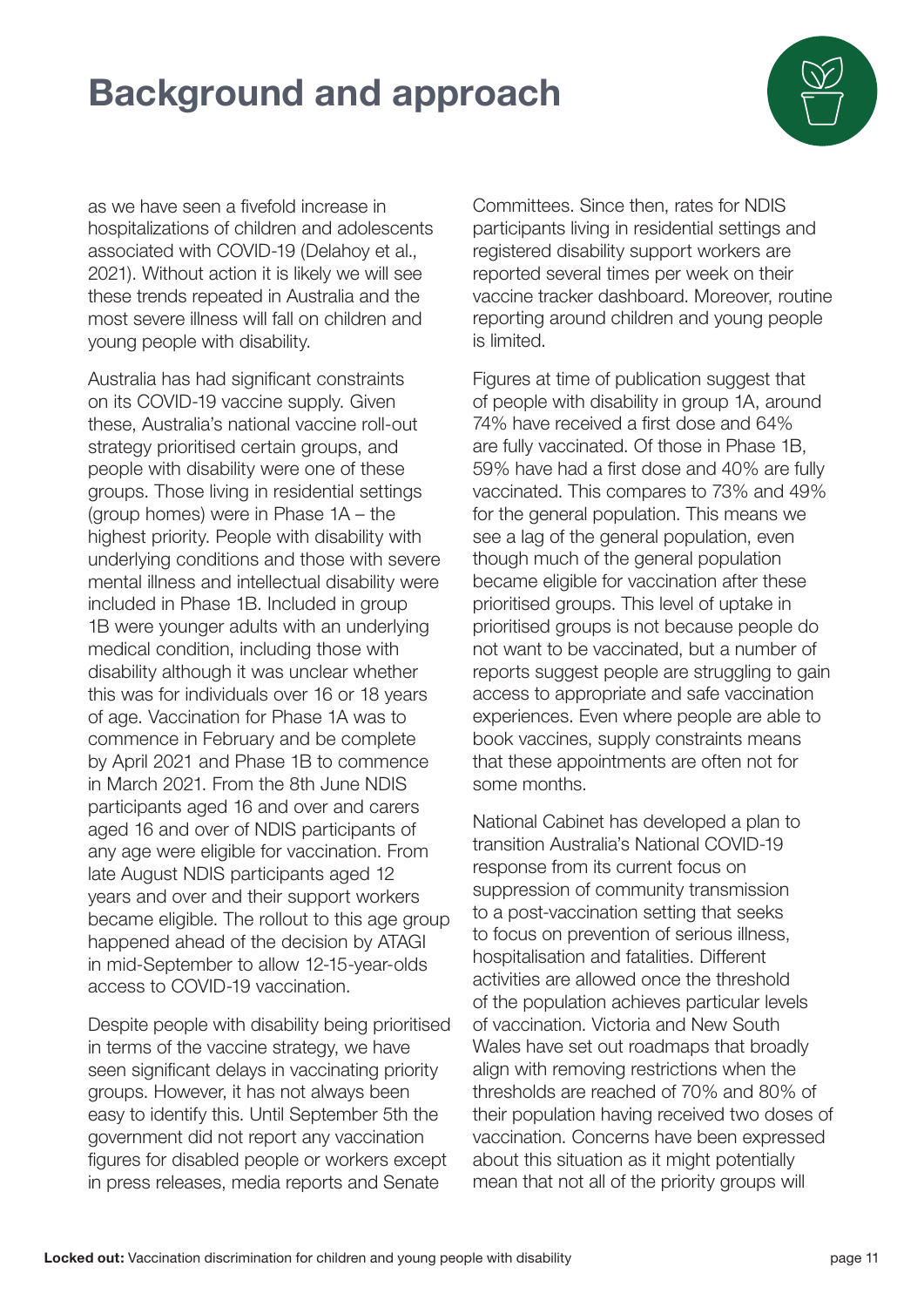# Background and approach

as we have seen a fivefold increase in hospitalizations of children and adolescents associated with COVID-19 (Delahoy et al., 2021). Without action it is likely we will see these trends repeated in Australia and the most severe illness will fall on children and young people with disability.

Australia has had significant constraints on its COVID-19 vaccine supply. Given these, Australia's national vaccine roll-out strategy prioritised certain groups, and people with disability were one of these groups. Those living in residential settings (group homes) were in Phase 1A – the highest priority. People with disability with underlying conditions and those with severe mental illness and intellectual disability were included in Phase 1B. Included in group 1B were younger adults with an underlying medical condition, including those with disability although it was unclear whether this was for individuals over 16 or 18 years of age. Vaccination for Phase 1A was to commence in February and be complete by April 2021 and Phase 1B to commence in March 2021. From the 8th June NDIS participants aged 16 and over and carers aged 16 and over of NDIS participants of any age were eligible for vaccination. From late August NDIS participants aged 12 years and over and their support workers became eligible. The rollout to this age group happened ahead of the decision by ATAGI in mid-September to allow 12-15-year-olds access to COVID-19 vaccination.

Despite people with disability being prioritised in terms of the vaccine strategy, we have seen significant delays in vaccinating priority groups. However, it has not always been easy to identify this. Until September 5th the government did not report any vaccination figures for disabled people or workers except in press releases, media reports and Senate Committees. Since then, rates for NDIS participants living in residential settings and registered disability support workers are reported several times per week on their vaccine tracker dashboard. Moreover, routine reporting around children and young people is limited.

Figures at time of publication suggest that of people with disability in group 1A, around 74% have received a first dose and 64% are fully vaccinated. Of those in Phase 1B, 59% have had a first dose and 40% are fully vaccinated. This compares to 73% and 49% for the general population. This means we see a lag of the general population, even though much of the general population became eligible for vaccination after these prioritised groups. This level of uptake in prioritised groups is not because people do not want to be vaccinated, but a number of reports suggest people are struggling to gain access to appropriate and safe vaccination experiences. Even where people are able to book vaccines, supply constraints means that these appointments are often not for some months.

National Cabinet has developed a plan to transition Australia's National COVID-19 response from its current focus on suppression of community transmission to a post-vaccination setting that seeks to focus on prevention of serious illness, hospitalisation and fatalities. Different activities are allowed once the threshold of the population achieves particular levels of vaccination. Victoria and New South Wales have set out roadmaps that broadly align with removing restrictions when the thresholds are reached of 70% and 80% of their population having received two doses of vaccination. Concerns have been expressed about this situation as it might potentially mean that not all of the priority groups will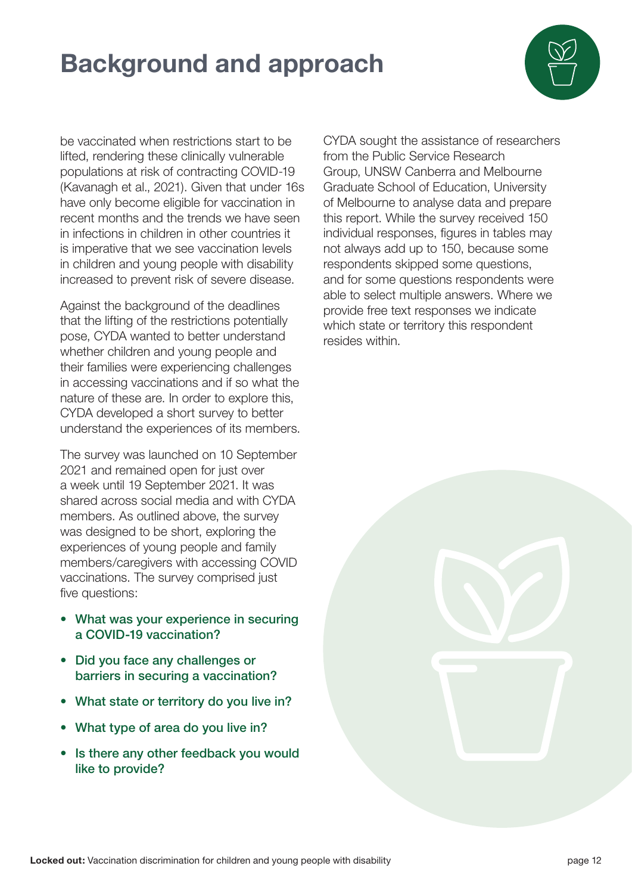# Background and approach

be vaccinated when restrictions start to be lifted, rendering these clinically vulnerable populations at risk of contracting COVID-19 (Kavanagh et al., 2021). Given that under 16s have only become eligible for vaccination in recent months and the trends we have seen in infections in children in other countries it is imperative that we see vaccination levels in children and young people with disability increased to prevent risk of severe disease.

Against the background of the deadlines that the lifting of the restrictions potentially pose, CYDA wanted to better understand whether children and young people and their families were experiencing challenges in accessing vaccinations and if so what the nature of these are. In order to explore this, CYDA developed a short survey to better understand the experiences of its members.

The survey was launched on 10 September 2021 and remained open for just over a week until 19 September 2021. It was shared across social media and with CYDA members. As outlined above, the survey was designed to be short, exploring the experiences of young people and family members/caregivers with accessing COVID vaccinations. The survey comprised just five questions:

- **What was your experience in securing a COVID-19 vaccination?**
- **Did you face any challenges or barriers in securing a vaccination?**
- **What state or territory do you live in?**
- **What type of area do you live in?**
- **Is there any other feedback you would like to provide?**

CYDA sought the assistance of researchers from the Public Service Research Group, UNSW Canberra and Melbourne Graduate School of Education, University of Melbourne to analyse data and prepare this report. While the survey received 150 individual responses, figures in tables may not always add up to 150, because some respondents skipped some questions, and for some questions respondents were able to select multiple answers. Where we provide free text responses we indicate which state or territory this respondent resides within.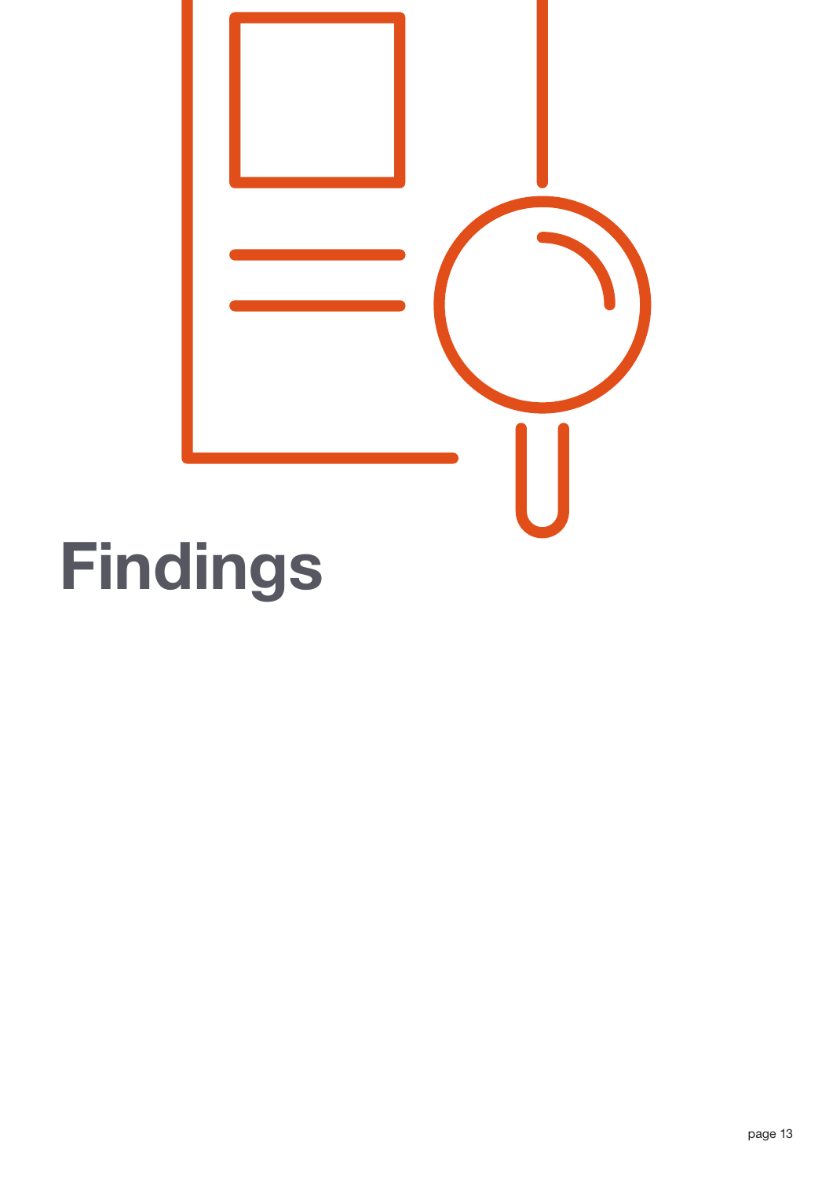# Findings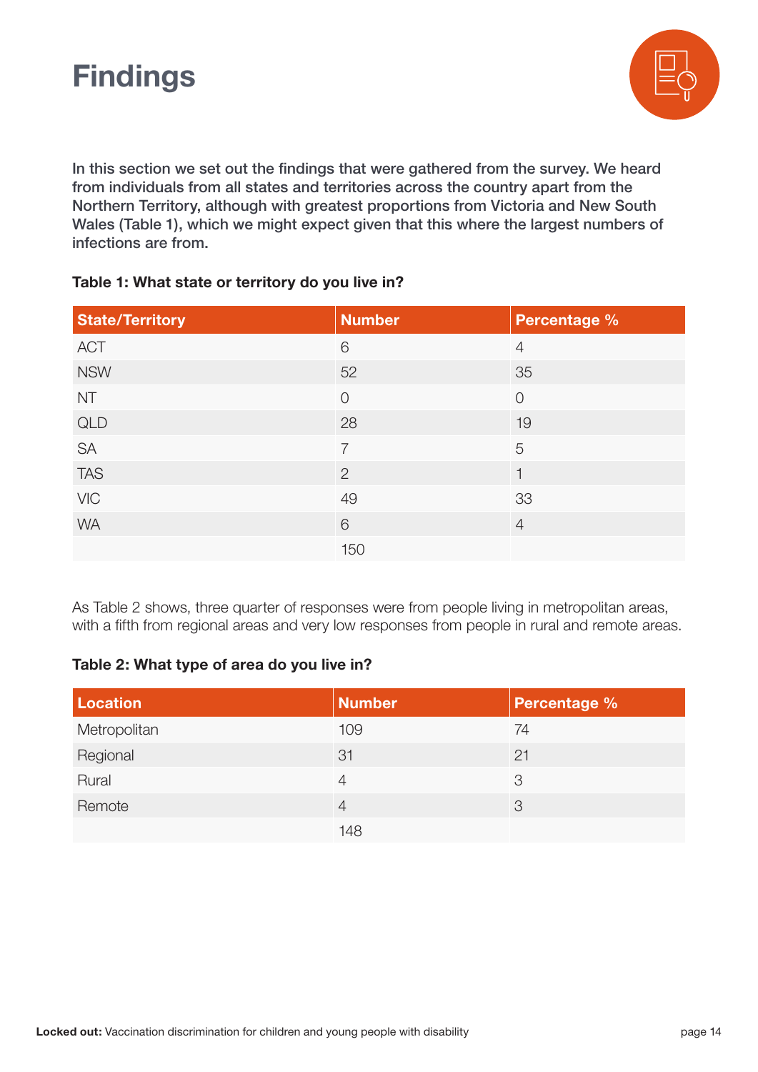# Findings

**In this section we set out the findings that were gathered from the survey. We heard from individuals from all states and territories across the country apart from the Northern Territory, although with greatest proportions from Victoria and New South Wales (Table 1), which we might expect given that this where the largest numbers of infections are from.**

**Table 1: What state or territory do you live in?**

| State/Territory | Number | Percentage % |
|---|---|---|
| ACT | 6 | 4 |
| NSW | 52 | 35 |
| NT | 0 | 0 |
| QLD | 28 | 19 |
| SA | 7 | 5 |
| TAS | 2 | 1 |
| VIC | 49 | 33 |
| WA | 6 | 4 |
| | 150 | |

As Table 2 shows, three quarter of responses were from people living in metropolitan areas, with a fifth from regional areas and very low responses from people in rural and remote areas.

**Table 2: What type of area do you live in?**

| Location | Number | Percentage % |
|---|---|---|
| Metropolitan | 109 | 74 |
| Regional | 31 | 21 |
| Rural | 4 | 3 |
| Remote | 4 | 3 |
| | 148 | |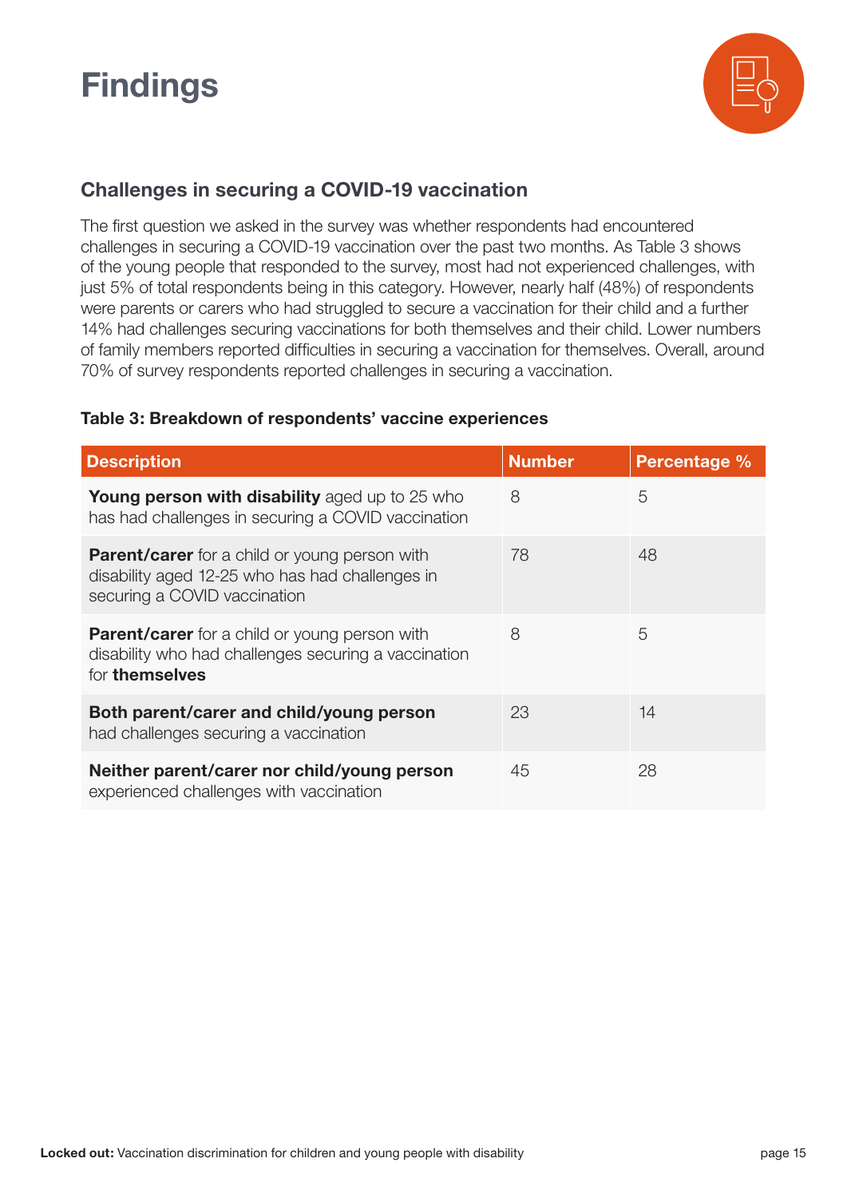# Findings

## Challenges in securing a COVID-19 vaccination

The first question we asked in the survey was whether respondents had encountered challenges in securing a COVID-19 vaccination over the past two months. As Table 3 shows of the young people that responded to the survey, most had not experienced challenges, with just 5% of total respondents being in this category. However, nearly half (48%) of respondents were parents or carers who had struggled to secure a vaccination for their child and a further 14% had challenges securing vaccinations for both themselves and their child. Lower numbers of family members reported difficulties in securing a vaccination for themselves. Overall, around 70% of survey respondents reported challenges in securing a vaccination.

**Table 3: Breakdown of respondents' vaccine experiences**

| Description | Number | Percentage % |
|---|---|---|
| **Young person with disability** aged up to 25 who has had challenges in securing a COVID vaccination | 8 | 5 |
| **Parent/carer** for a child or young person with disability aged 12-25 who has had challenges in securing a COVID vaccination | 78 | 48 |
| **Parent/carer** for a child or young person with disability who had challenges securing a vaccination for **themselves** | 8 | 5 |
| **Both parent/carer and child/young person** had challenges securing a vaccination | 23 | 14 |
| **Neither parent/carer nor child/young person** experienced challenges with vaccination | 45 | 28 |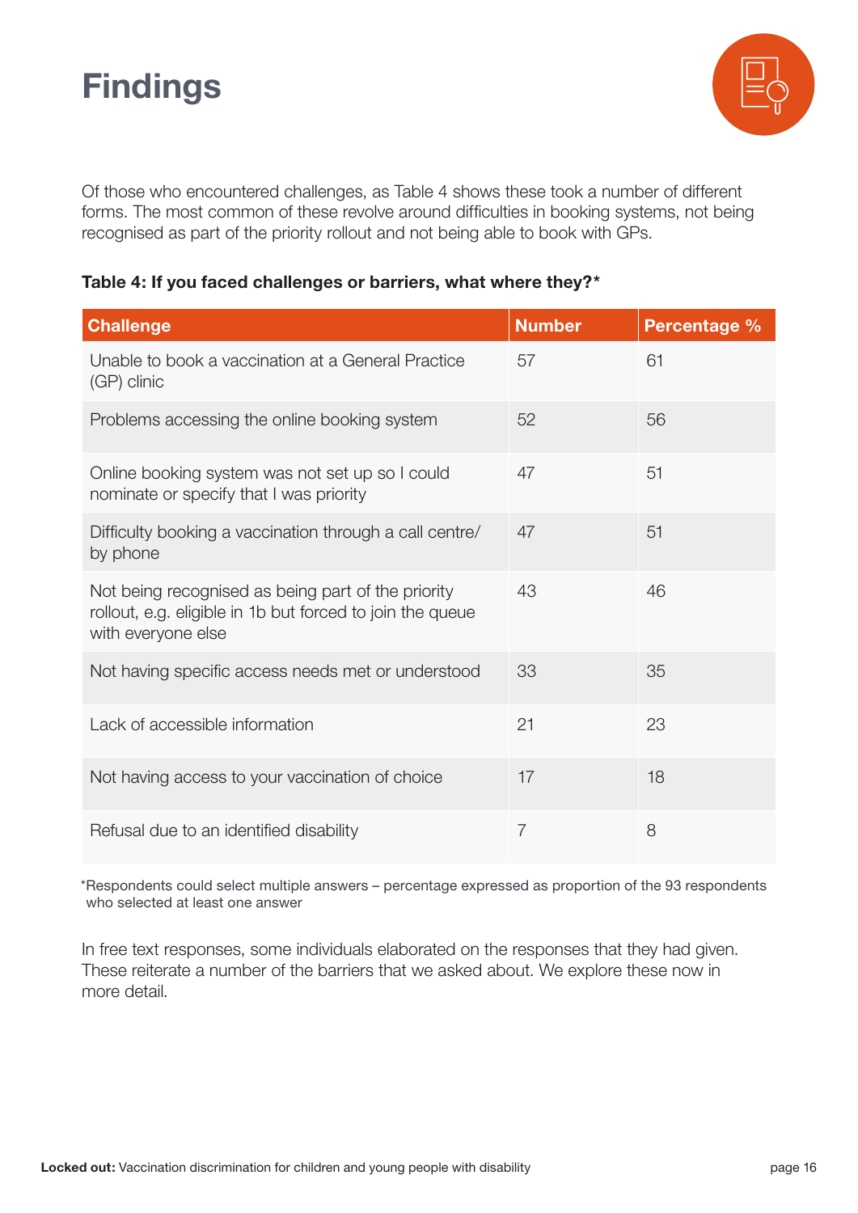# Findings

Of those who encountered challenges, as Table 4 shows these took a number of different forms. The most common of these revolve around difficulties in booking systems, not being recognised as part of the priority rollout and not being able to book with GPs.

**Table 4: If you faced challenges or barriers, what where they?***

| Challenge | Number | Percentage % |
|---|---|---|
| Unable to book a vaccination at a General Practice (GP) clinic | 57 | 61 |
| Problems accessing the online booking system | 52 | 56 |
| Online booking system was not set up so I could nominate or specify that I was priority | 47 | 51 |
| Difficulty booking a vaccination through a call centre/ by phone | 47 | 51 |
| Not being recognised as being part of the priority rollout, e.g. eligible in 1b but forced to join the queue with everyone else | 43 | 46 |
| Not having specific access needs met or understood | 33 | 35 |
| Lack of accessible information | 21 | 23 |
| Not having access to your vaccination of choice | 17 | 18 |
| Refusal due to an identified disability | 7 | 8 |

*Respondents could select multiple answers – percentage expressed as proportion of the 93 respondents who selected at least one answer

In free text responses, some individuals elaborated on the responses that they had given. These reiterate a number of the barriers that we asked about. We explore these now in more detail.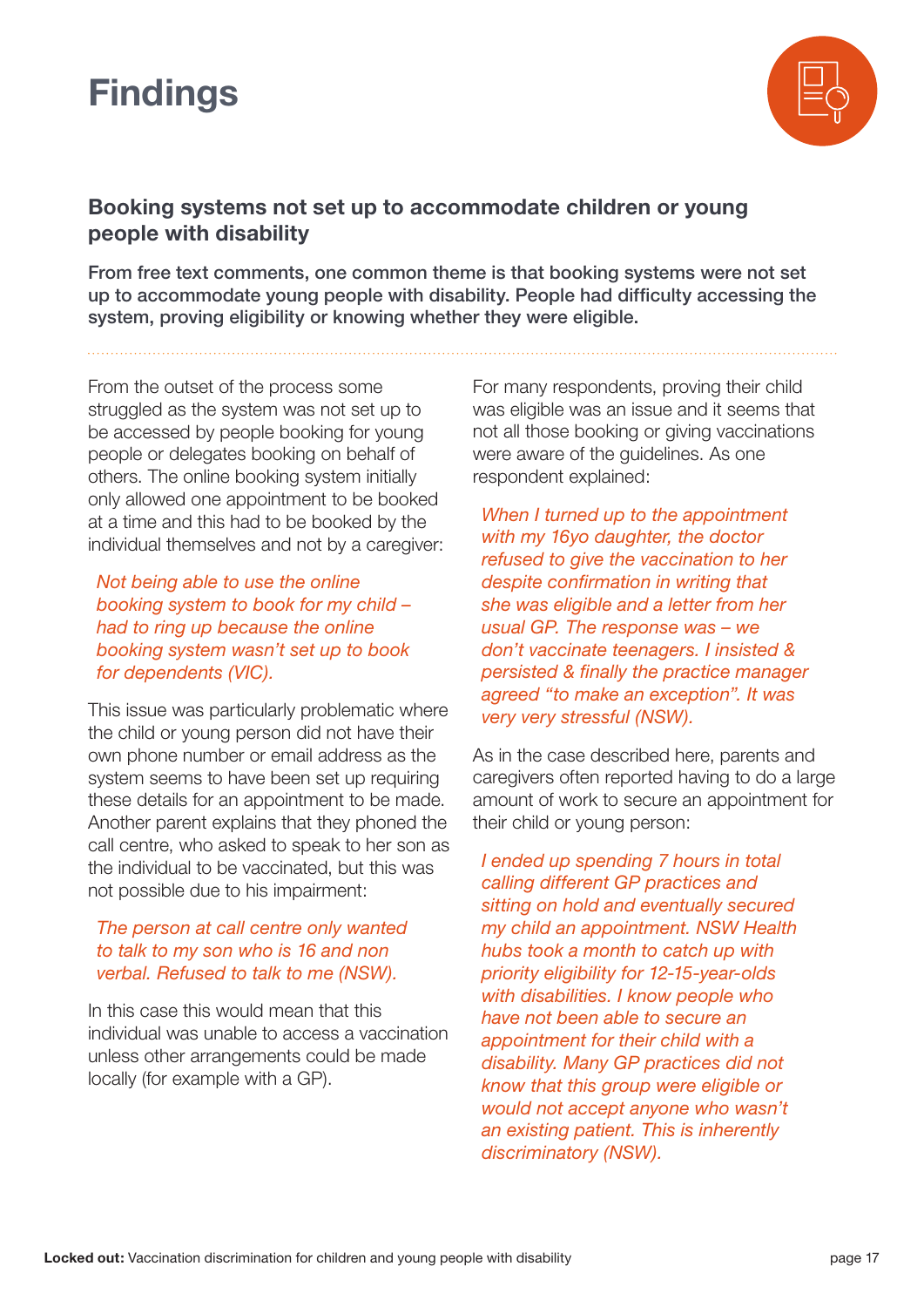# Findings

## Booking systems not set up to accommodate children or young people with disability

**From free text comments, one common theme is that booking systems were not set up to accommodate young people with disability. People had difficulty accessing the system, proving eligibility or knowing whether they were eligible.**

From the outset of the process some struggled as the system was not set up to be accessed by people booking for young people or delegates booking on behalf of others. The online booking system initially only allowed one appointment to be booked at a time and this had to be booked by the individual themselves and not by a caregiver:

> *Not being able to use the online booking system to book for my child – had to ring up because the online booking system wasn't set up to book for dependents (VIC).*

This issue was particularly problematic where the child or young person did not have their own phone number or email address as the system seems to have been set up requiring these details for an appointment to be made. Another parent explains that they phoned the call centre, who asked to speak to her son as the individual to be vaccinated, but this was not possible due to his impairment:

> *The person at call centre only wanted to talk to my son who is 16 and non verbal. Refused to talk to me (NSW).*

In this case this would mean that this individual was unable to access a vaccination unless other arrangements could be made locally (for example with a GP).

For many respondents, proving their child was eligible was an issue and it seems that not all those booking or giving vaccinations were aware of the guidelines. As one respondent explained:

> *When I turned up to the appointment with my 16yo daughter, the doctor refused to give the vaccination to her despite confirmation in writing that she was eligible and a letter from her usual GP. The response was – we don't vaccinate teenagers. I insisted & persisted & finally the practice manager agreed "to make an exception". It was very very stressful (NSW).*

As in the case described here, parents and caregivers often reported having to do a large amount of work to secure an appointment for their child or young person:

> *I ended up spending 7 hours in total calling different GP practices and sitting on hold and eventually secured my child an appointment. NSW Health hubs took a month to catch up with priority eligibility for 12-15-year-olds with disabilities. I know people who have not been able to secure an appointment for their child with a disability. Many GP practices did not know that this group were eligible or would not accept anyone who wasn't an existing patient. This is inherently discriminatory (NSW).*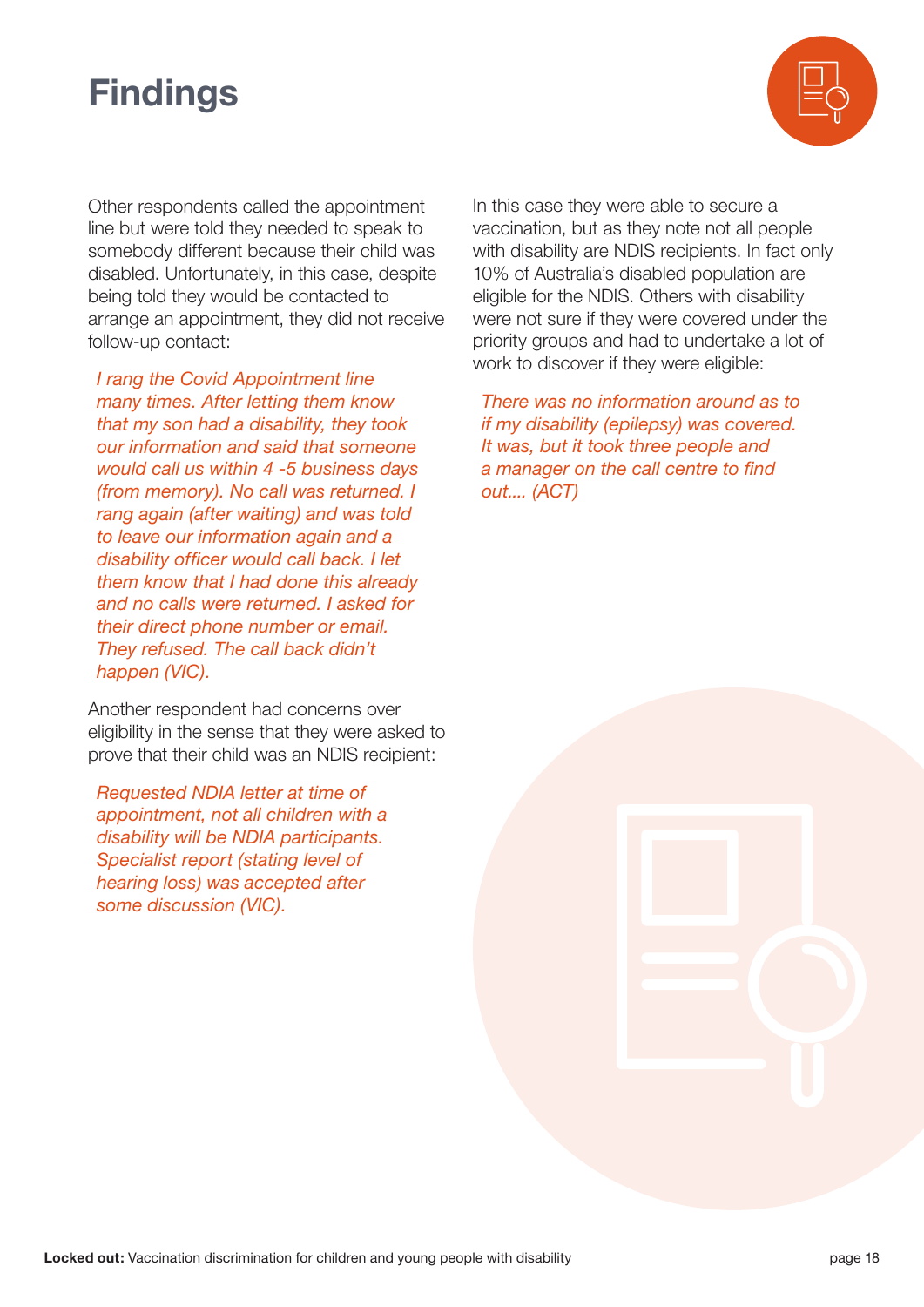# Findings

Other respondents called the appointment line but were told they needed to speak to somebody different because their child was disabled. Unfortunately, in this case, despite being told they would be contacted to arrange an appointment, they did not receive follow-up contact:

> *I rang the Covid Appointment line many times. After letting them know that my son had a disability, they took our information and said that someone would call us within 4 -5 business days (from memory). No call was returned. I rang again (after waiting) and was told to leave our information again and a disability officer would call back. I let them know that I had done this already and no calls were returned. I asked for their direct phone number or email. They refused. The call back didn't happen (VIC).*

Another respondent had concerns over eligibility in the sense that they were asked to prove that their child was an NDIS recipient:

> *Requested NDIA letter at time of appointment, not all children with a disability will be NDIA participants. Specialist report (stating level of hearing loss) was accepted after some discussion (VIC).*

In this case they were able to secure a vaccination, but as they note not all people with disability are NDIS recipients. In fact only 10% of Australia's disabled population are eligible for the NDIS. Others with disability were not sure if they were covered under the priority groups and had to undertake a lot of work to discover if they were eligible:

> *There was no information around as to if my disability (epilepsy) was covered. It was, but it took three people and a manager on the call centre to find out.... (ACT)*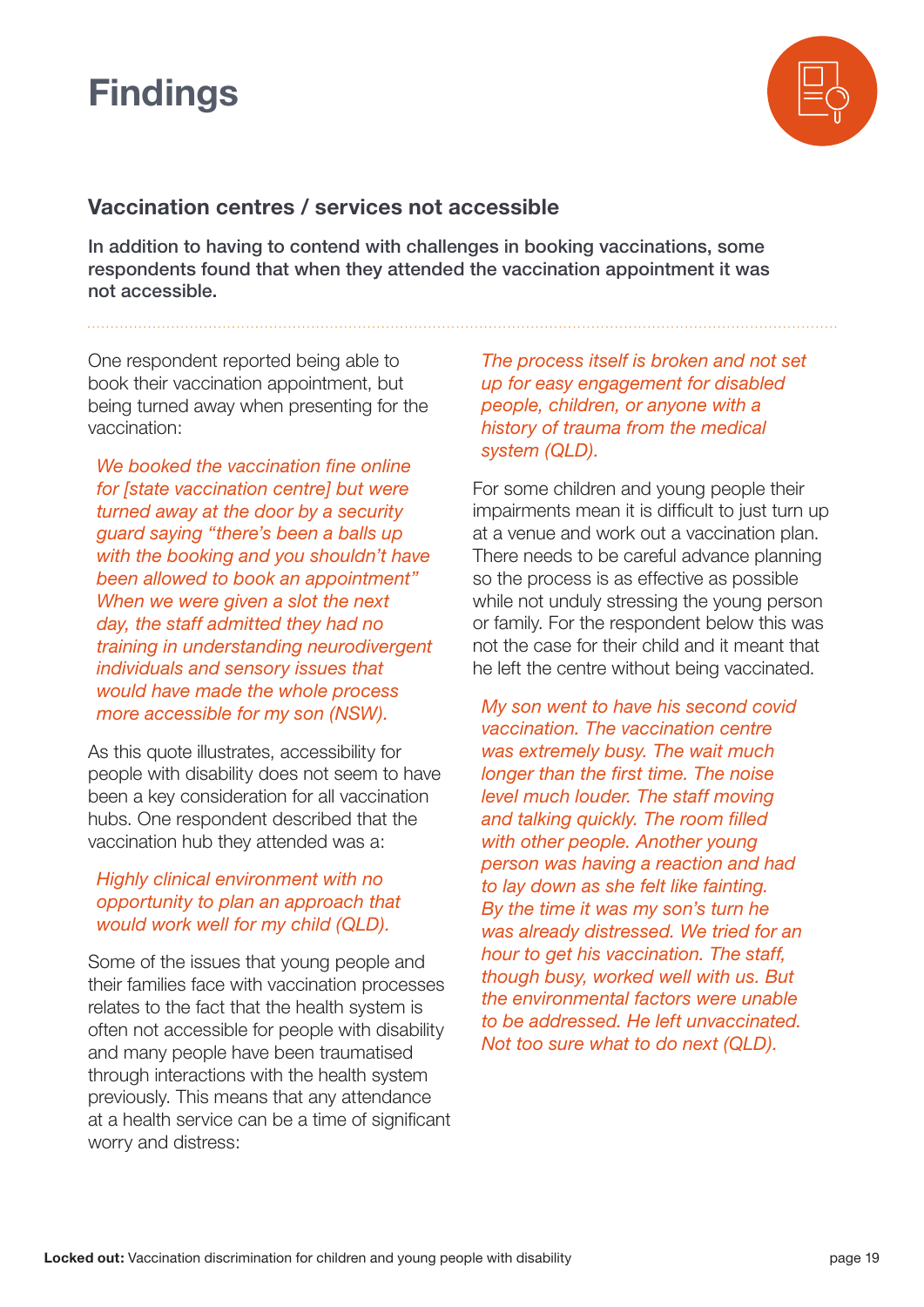# Findings

## Vaccination centres / services not accessible

**In addition to having to contend with challenges in booking vaccinations, some respondents found that when they attended the vaccination appointment it was not accessible.**

One respondent reported being able to book their vaccination appointment, but being turned away when presenting for the vaccination:

> *We booked the vaccination fine online for [state vaccination centre] but were turned away at the door by a security guard saying "there's been a balls up with the booking and you shouldn't have been allowed to book an appointment" When we were given a slot the next day, the staff admitted they had no training in understanding neurodivergent individuals and sensory issues that would have made the whole process more accessible for my son (NSW).*

As this quote illustrates, accessibility for people with disability does not seem to have been a key consideration for all vaccination hubs. One respondent described that the vaccination hub they attended was a:

> *Highly clinical environment with no opportunity to plan an approach that would work well for my child (QLD).*

Some of the issues that young people and their families face with vaccination processes relates to the fact that the health system is often not accessible for people with disability and many people have been traumatised through interactions with the health system previously. This means that any attendance at a health service can be a time of significant worry and distress:

> *The process itself is broken and not set up for easy engagement for disabled people, children, or anyone with a history of trauma from the medical system (QLD).*

For some children and young people their impairments mean it is difficult to just turn up at a venue and work out a vaccination plan. There needs to be careful advance planning so the process is as effective as possible while not unduly stressing the young person or family. For the respondent below this was not the case for their child and it meant that he left the centre without being vaccinated.

> *My son went to have his second covid vaccination. The vaccination centre was extremely busy. The wait much longer than the first time. The noise level much louder. The staff moving and talking quickly. The room filled with other people. Another young person was having a reaction and had to lay down as she felt like fainting. By the time it was my son's turn he was already distressed. We tried for an hour to get his vaccination. The staff, though busy, worked well with us. But the environmental factors were unable to be addressed. He left unvaccinated. Not too sure what to do next (QLD).*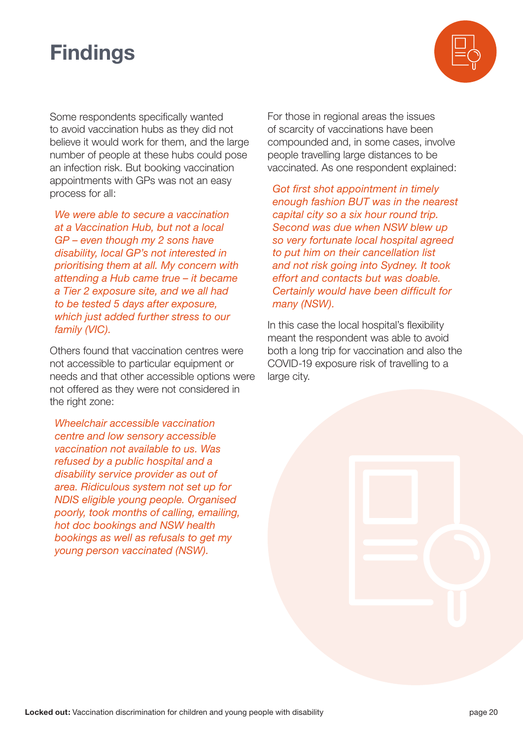# Findings

Some respondents specifically wanted to avoid vaccination hubs as they did not believe it would work for them, and the large number of people at these hubs could pose an infection risk. But booking vaccination appointments with GPs was not an easy process for all:

> *We were able to secure a vaccination at a Vaccination Hub, but not a local GP – even though my 2 sons have disability, local GP's not interested in prioritising them at all. My concern with attending a Hub came true – it became a Tier 2 exposure site, and we all had to be tested 5 days after exposure, which just added further stress to our family (VIC).*

Others found that vaccination centres were not accessible to particular equipment or needs and that other accessible options were not offered as they were not considered in the right zone:

> *Wheelchair accessible vaccination centre and low sensory accessible vaccination not available to us. Was refused by a public hospital and a disability service provider as out of area. Ridiculous system not set up for NDIS eligible young people. Organised poorly, took months of calling, emailing, hot doc bookings and NSW health bookings as well as refusals to get my young person vaccinated (NSW).*

For those in regional areas the issues of scarcity of vaccinations have been compounded and, in some cases, involve people travelling large distances to be vaccinated. As one respondent explained:

> *Got first shot appointment in timely enough fashion BUT was in the nearest capital city so a six hour round trip. Second was due when NSW blew up so very fortunate local hospital agreed to put him on their cancellation list and not risk going into Sydney. It took effort and contacts but was doable. Certainly would have been difficult for many (NSW).*

In this case the local hospital's flexibility meant the respondent was able to avoid both a long trip for vaccination and also the COVID-19 exposure risk of travelling to a large city.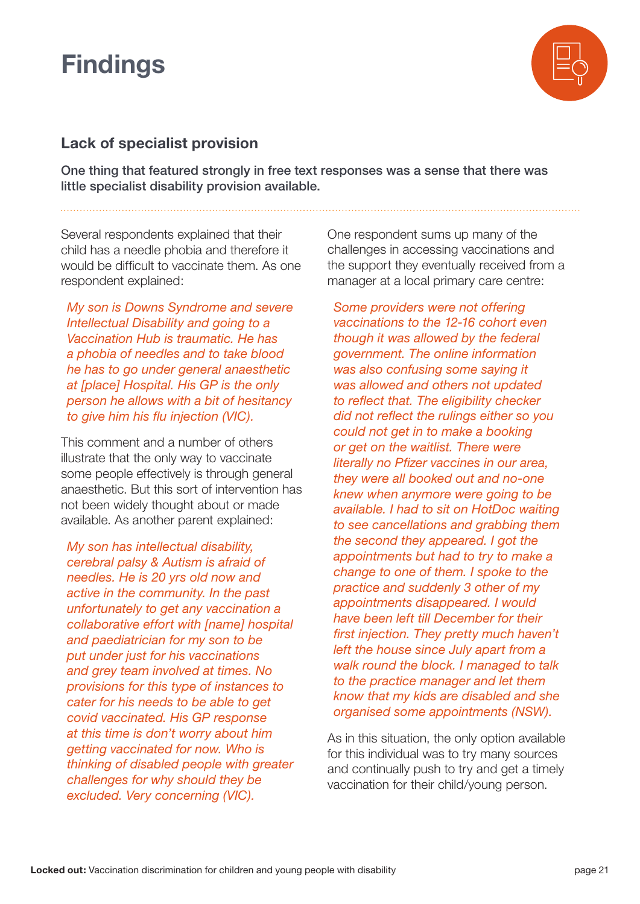# Findings

## Lack of specialist provision

**One thing that featured strongly in free text responses was a sense that there was little specialist disability provision available.**

Several respondents explained that their child has a needle phobia and therefore it would be difficult to vaccinate them. As one respondent explained:

> *My son is Downs Syndrome and severe Intellectual Disability and going to a Vaccination Hub is traumatic. He has a phobia of needles and to take blood he has to go under general anaesthetic at [place] Hospital. His GP is the only person he allows with a bit of hesitancy to give him his flu injection (VIC).*

This comment and a number of others illustrate that the only way to vaccinate some people effectively is through general anaesthetic. But this sort of intervention has not been widely thought about or made available. As another parent explained:

> *My son has intellectual disability, cerebral palsy & Autism is afraid of needles. He is 20 yrs old now and active in the community. In the past unfortunately to get any vaccination a collaborative effort with [name] hospital and paediatrician for my son to be put under just for his vaccinations and grey team involved at times. No provisions for this type of instances to cater for his needs to be able to get covid vaccinated. His GP response at this time is don't worry about him getting vaccinated for now. Who is thinking of disabled people with greater challenges for why should they be excluded. Very concerning (VIC).*

One respondent sums up many of the challenges in accessing vaccinations and the support they eventually received from a manager at a local primary care centre:

> *Some providers were not offering vaccinations to the 12-16 cohort even though it was allowed by the federal government. The online information was also confusing some saying it was allowed and others not updated to reflect that. The eligibility checker did not reflect the rulings either so you could not get in to make a booking or get on the waitlist. There were literally no Pfizer vaccines in our area, they were all booked out and no-one knew when anymore were going to be available. I had to sit on HotDoc waiting to see cancellations and grabbing them the second they appeared. I got the appointments but had to try to make a change to one of them. I spoke to the practice and suddenly 3 other of my appointments disappeared. I would have been left till December for their first injection. They pretty much haven't left the house since July apart from a walk round the block. I managed to talk to the practice manager and let them know that my kids are disabled and she organised some appointments (NSW).*

As in this situation, the only option available for this individual was to try many sources and continually push to try and get a timely vaccination for their child/young person.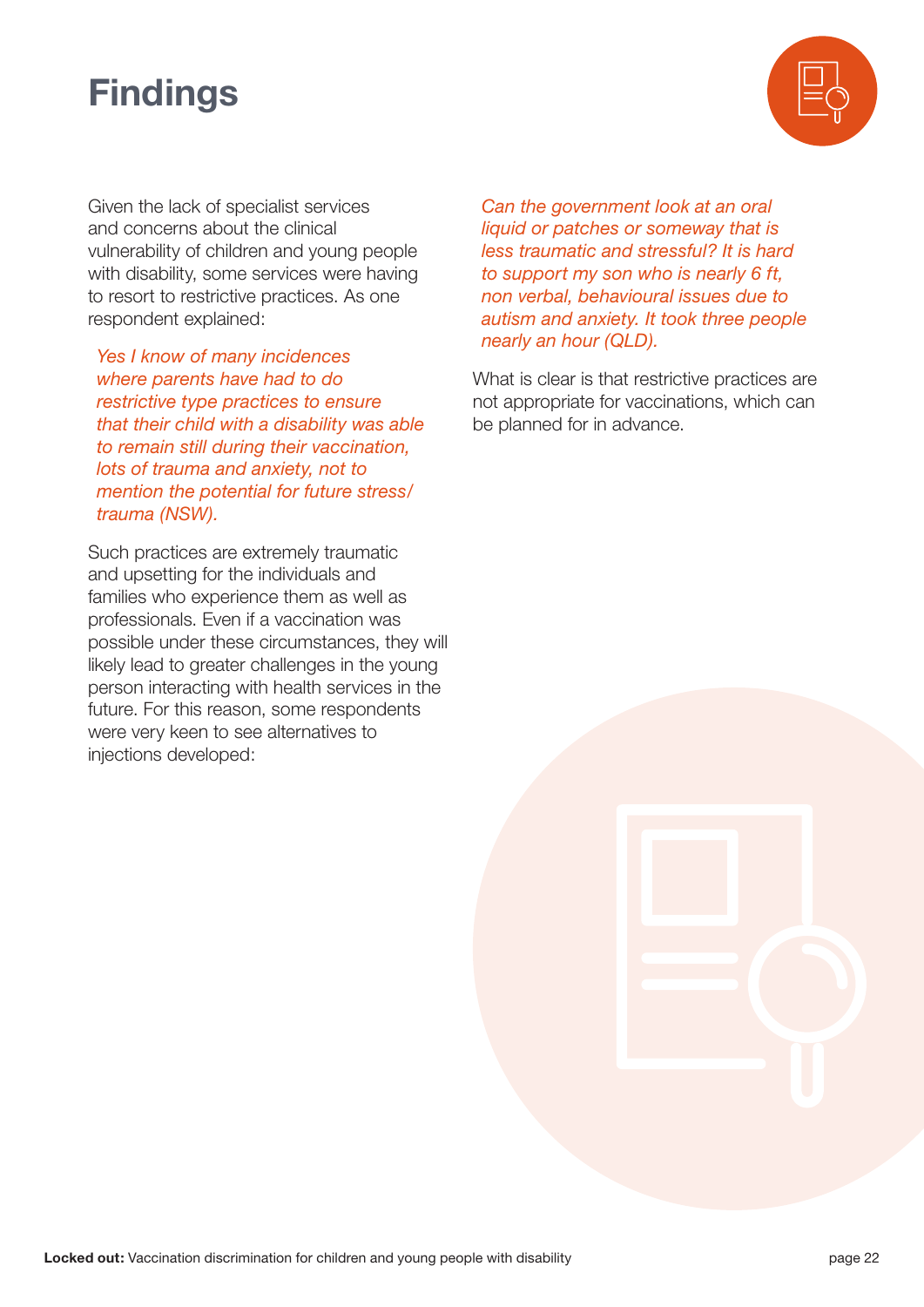# Findings

Given the lack of specialist services and concerns about the clinical vulnerability of children and young people with disability, some services were having to resort to restrictive practices. As one respondent explained:

> *Yes I know of many incidences where parents have had to do restrictive type practices to ensure that their child with a disability was able to remain still during their vaccination, lots of trauma and anxiety, not to mention the potential for future stress/ trauma (NSW).*

Such practices are extremely traumatic and upsetting for the individuals and families who experience them as well as professionals. Even if a vaccination was possible under these circumstances, they will likely lead to greater challenges in the young person interacting with health services in the future. For this reason, some respondents were very keen to see alternatives to injections developed:

> *Can the government look at an oral liquid or patches or someway that is less traumatic and stressful? It is hard to support my son who is nearly 6 ft, non verbal, behavioural issues due to autism and anxiety. It took three people nearly an hour (QLD).*

What is clear is that restrictive practices are not appropriate for vaccinations, which can be planned for in advance.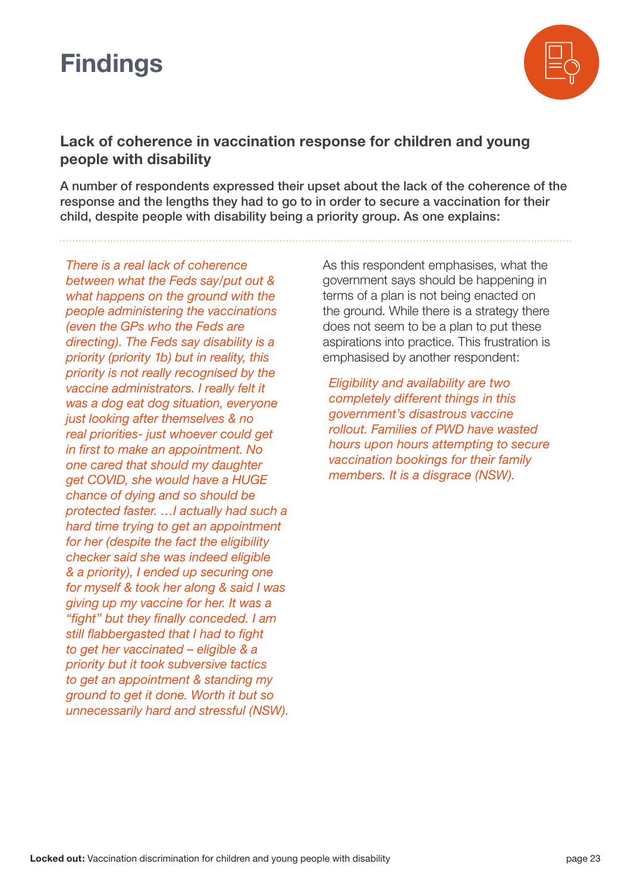# Findings

## Lack of coherence in vaccination response for children and young people with disability

**A number of respondents expressed their upset about the lack of the coherence of the response and the lengths they had to go to in order to secure a vaccination for their child, despite people with disability being a priority group. As one explains:**

*There is a real lack of coherence between what the Feds say/put out & what happens on the ground with the people administering the vaccinations (even the GPs who the Feds are directing). The Feds say disability is a priority (priority 1b) but in reality, this priority is not really recognised by the vaccine administrators. I really felt it was a dog eat dog situation, everyone just looking after themselves & no real priorities- just whoever could get in first to make an appointment. No one cared that should my daughter get COVID, she would have a HUGE chance of dying and so should be protected faster. …I actually had such a hard time trying to get an appointment for her (despite the fact the eligibility checker said she was indeed eligible & a priority), I ended up securing one for myself & took her along & said I was giving up my vaccine for her. It was a "fight" but they finally conceded. I am still flabbergasted that I had to fight to get her vaccinated – eligible & a priority but it took subversive tactics to get an appointment & standing my ground to get it done. Worth it but so unnecessarily hard and stressful (NSW).*

As this respondent emphasises, what the government says should be happening in terms of a plan is not being enacted on the ground. While there is a strategy there does not seem to be a plan to put these aspirations into practice. This frustration is emphasised by another respondent:

*Eligibility and availability are two completely different things in this government's disastrous vaccine rollout. Families of PWD have wasted hours upon hours attempting to secure vaccination bookings for their family members. It is a disgrace (NSW).*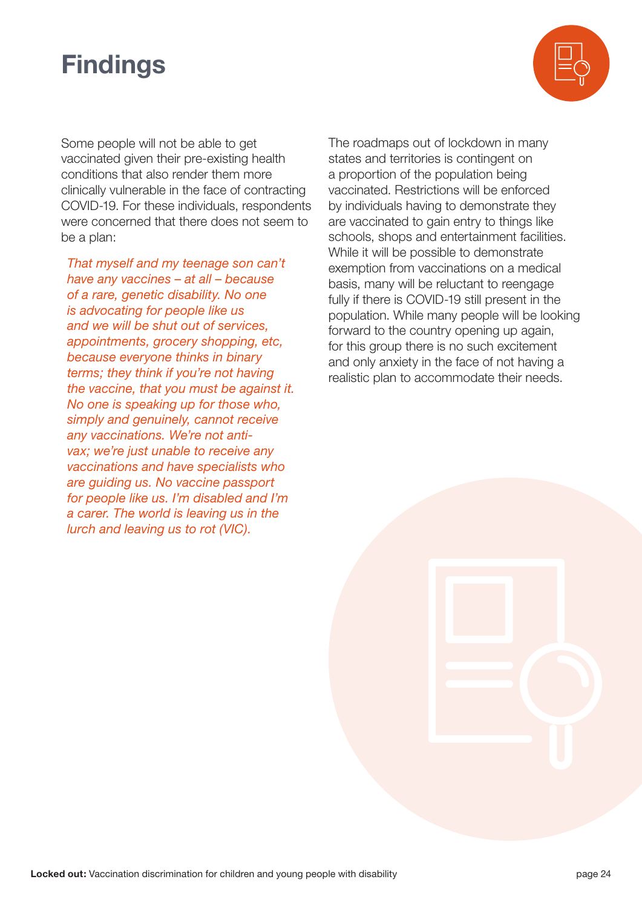# Findings

Some people will not be able to get vaccinated given their pre-existing health conditions that also render them more clinically vulnerable in the face of contracting COVID-19. For these individuals, respondents were concerned that there does not seem to be a plan:

> *That myself and my teenage son can't have any vaccines – at all – because of a rare, genetic disability. No one is advocating for people like us and we will be shut out of services, appointments, grocery shopping, etc, because everyone thinks in binary terms; they think if you're not having the vaccine, that you must be against it. No one is speaking up for those who, simply and genuinely, cannot receive any vaccinations. We're not anti-vax; we're just unable to receive any vaccinations and have specialists who are guiding us. No vaccine passport for people like us. I'm disabled and I'm a carer. The world is leaving us in the lurch and leaving us to rot (VIC).*

The roadmaps out of lockdown in many states and territories is contingent on a proportion of the population being vaccinated. Restrictions will be enforced by individuals having to demonstrate they are vaccinated to gain entry to things like schools, shops and entertainment facilities. While it will be possible to demonstrate exemption from vaccinations on a medical basis, many will be reluctant to reengage fully if there is COVID-19 still present in the population. While many people will be looking forward to the country opening up again, for this group there is no such excitement and only anxiety in the face of not having a realistic plan to accommodate their needs.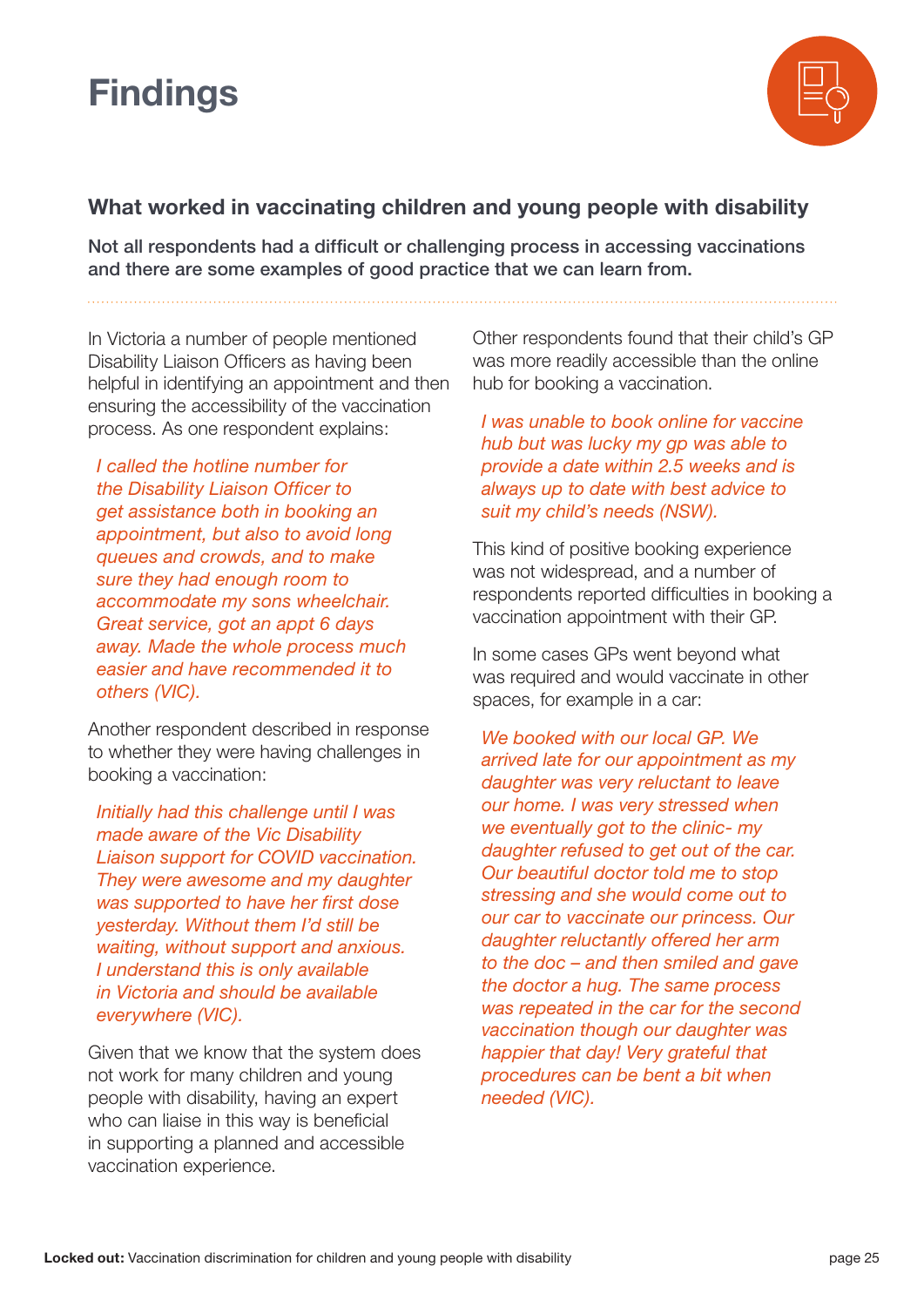# Findings

## What worked in vaccinating children and young people with disability

**Not all respondents had a difficult or challenging process in accessing vaccinations and there are some examples of good practice that we can learn from.**

In Victoria a number of people mentioned Disability Liaison Officers as having been helpful in identifying an appointment and then ensuring the accessibility of the vaccination process. As one respondent explains:

*I called the hotline number for the Disability Liaison Officer to get assistance both in booking an appointment, but also to avoid long queues and crowds, and to make sure they had enough room to accommodate my sons wheelchair. Great service, got an appt 6 days away. Made the whole process much easier and have recommended it to others (VIC).*

Another respondent described in response to whether they were having challenges in booking a vaccination:

*Initially had this challenge until I was made aware of the Vic Disability Liaison support for COVID vaccination. They were awesome and my daughter was supported to have her first dose yesterday. Without them I'd still be waiting, without support and anxious. I understand this is only available in Victoria and should be available everywhere (VIC).*

Given that we know that the system does not work for many children and young people with disability, having an expert who can liaise in this way is beneficial in supporting a planned and accessible vaccination experience.

Other respondents found that their child's GP was more readily accessible than the online hub for booking a vaccination.

*I was unable to book online for vaccine hub but was lucky my gp was able to provide a date within 2.5 weeks and is always up to date with best advice to suit my child's needs (NSW).*

This kind of positive booking experience was not widespread, and a number of respondents reported difficulties in booking a vaccination appointment with their GP.

In some cases GPs went beyond what was required and would vaccinate in other spaces, for example in a car:

*We booked with our local GP. We arrived late for our appointment as my daughter was very reluctant to leave our home. I was very stressed when we eventually got to the clinic- my daughter refused to get out of the car. Our beautiful doctor told me to stop stressing and she would come out to our car to vaccinate our princess. Our daughter reluctantly offered her arm to the doc – and then smiled and gave the doctor a hug. The same process was repeated in the car for the second vaccination though our daughter was happier that day! Very grateful that procedures can be bent a bit when needed (VIC).*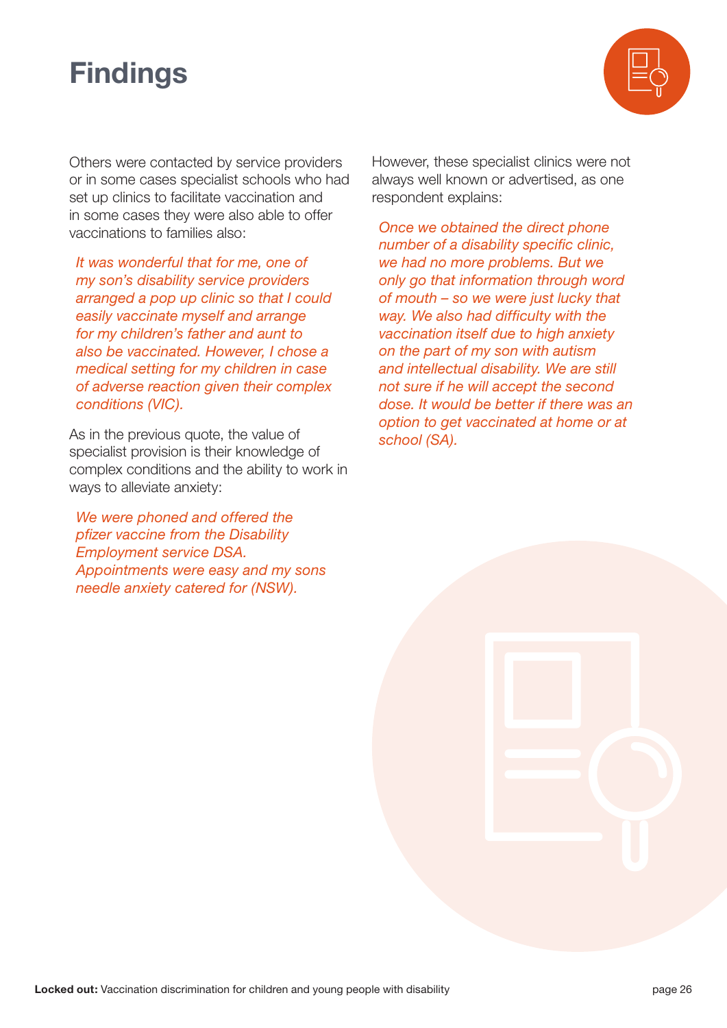# Findings

Others were contacted by service providers or in some cases specialist schools who had set up clinics to facilitate vaccination and in some cases they were also able to offer vaccinations to families also:

> *It was wonderful that for me, one of my son's disability service providers arranged a pop up clinic so that I could easily vaccinate myself and arrange for my children's father and aunt to also be vaccinated. However, I chose a medical setting for my children in case of adverse reaction given their complex conditions (VIC).*

As in the previous quote, the value of specialist provision is their knowledge of complex conditions and the ability to work in ways to alleviate anxiety:

> *We were phoned and offered the pfizer vaccine from the Disability Employment service DSA. Appointments were easy and my sons needle anxiety catered for (NSW).*

However, these specialist clinics were not always well known or advertised, as one respondent explains:

> *Once we obtained the direct phone number of a disability specific clinic, we had no more problems. But we only go that information through word of mouth – so we were just lucky that way. We also had difficulty with the vaccination itself due to high anxiety on the part of my son with autism and intellectual disability. We are still not sure if he will accept the second dose. It would be better if there was an option to get vaccinated at home or at school (SA).*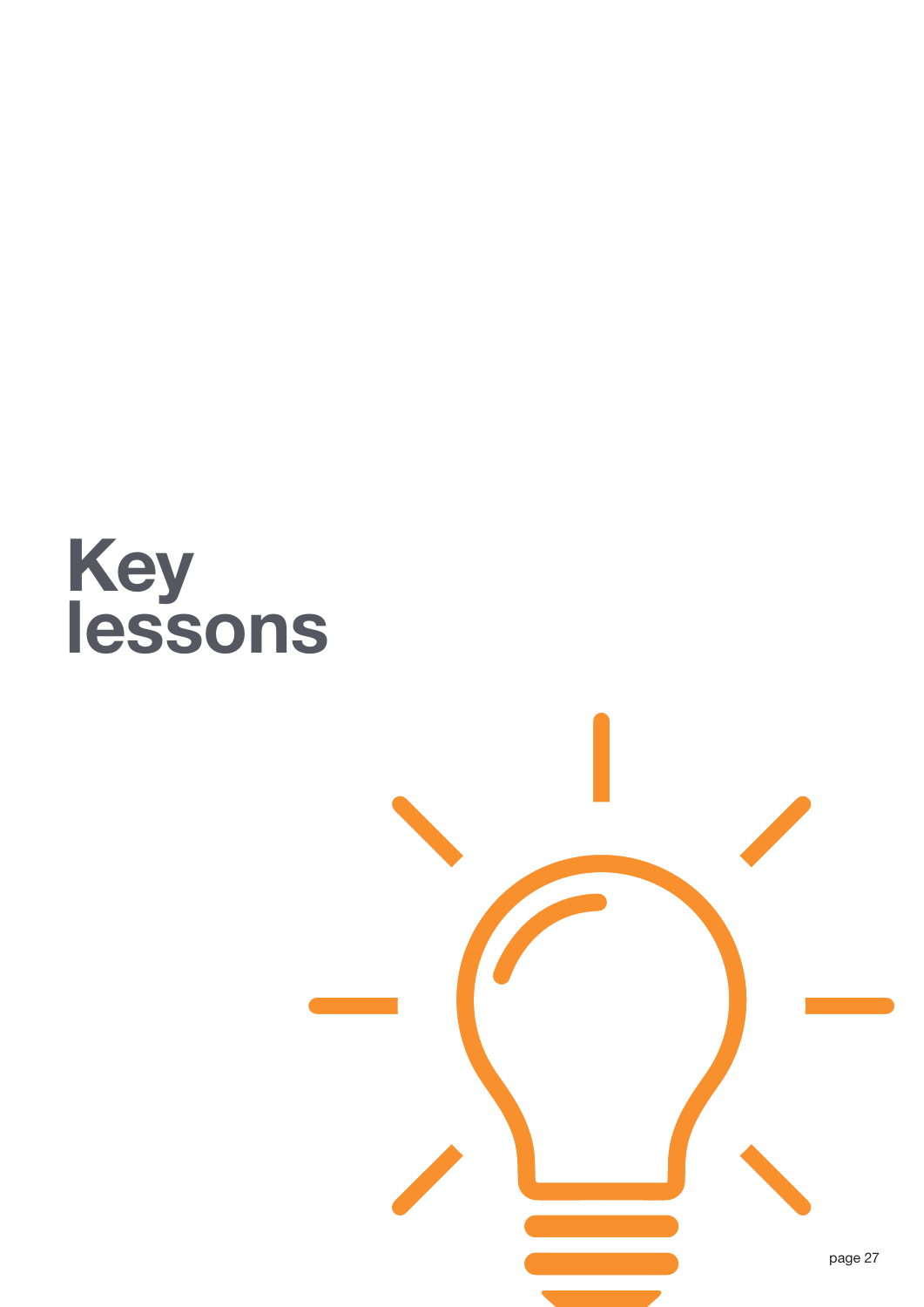# Key lessons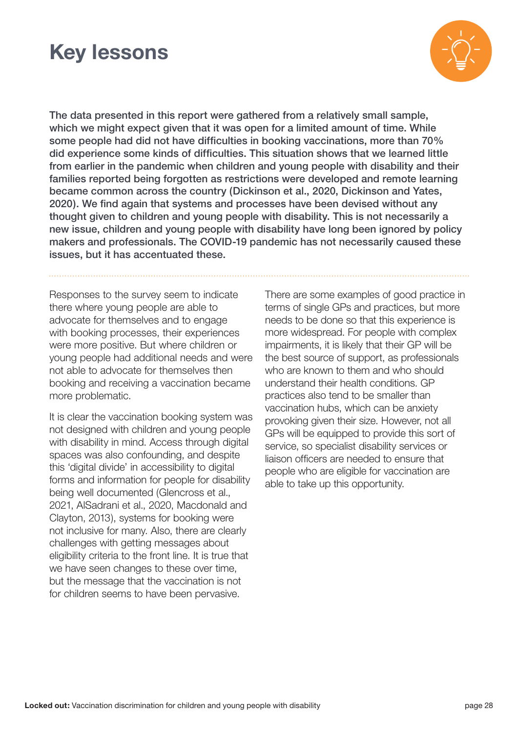# Key lessons

**The data presented in this report were gathered from a relatively small sample, which we might expect given that it was open for a limited amount of time. While some people had did not have difficulties in booking vaccinations, more than 70% did experience some kinds of difficulties. This situation shows that we learned little from earlier in the pandemic when children and young people with disability and their families reported being forgotten as restrictions were developed and remote learning became common across the country (Dickinson et al., 2020, Dickinson and Yates, 2020). We find again that systems and processes have been devised without any thought given to children and young people with disability. This is not necessarily a new issue, children and young people with disability have long been ignored by policy makers and professionals. The COVID-19 pandemic has not necessarily caused these issues, but it has accentuated these.**

Responses to the survey seem to indicate there where young people are able to advocate for themselves and to engage with booking processes, their experiences were more positive. But where children or young people had additional needs and were not able to advocate for themselves then booking and receiving a vaccination became more problematic.

It is clear the vaccination booking system was not designed with children and young people with disability in mind. Access through digital spaces was also confounding, and despite this 'digital divide' in accessibility to digital forms and information for people for disability being well documented (Glencross et al., 2021, AlSadrani et al., 2020, Macdonald and Clayton, 2013), systems for booking were not inclusive for many. Also, there are clearly challenges with getting messages about eligibility criteria to the front line. It is true that we have seen changes to these over time, but the message that the vaccination is not for children seems to have been pervasive.

There are some examples of good practice in terms of single GPs and practices, but more needs to be done so that this experience is more widespread. For people with complex impairments, it is likely that their GP will be the best source of support, as professionals who are known to them and who should understand their health conditions. GP practices also tend to be smaller than vaccination hubs, which can be anxiety provoking given their size. However, not all GPs will be equipped to provide this sort of service, so specialist disability services or liaison officers are needed to ensure that people who are eligible for vaccination are able to take up this opportunity.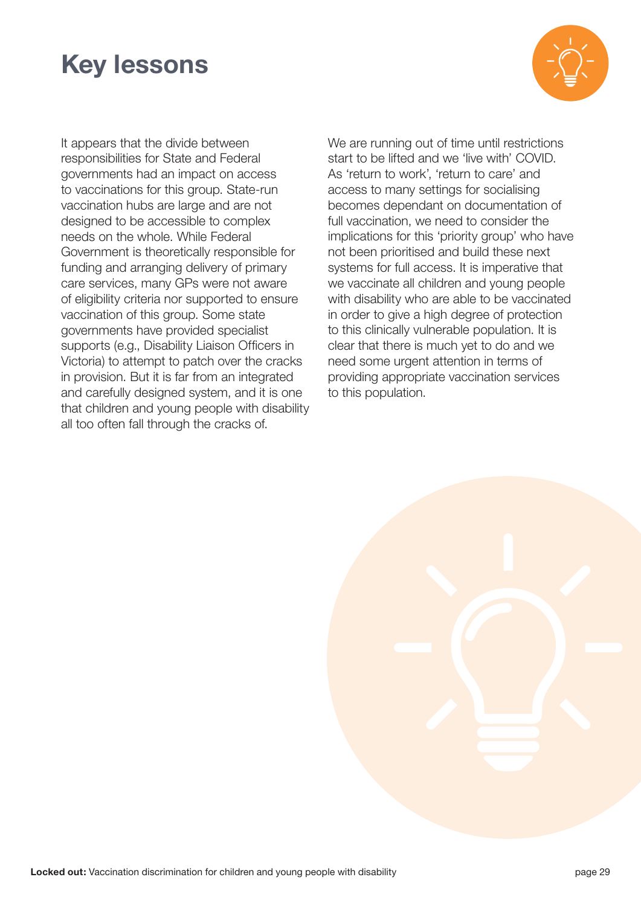# Key lessons

It appears that the divide between responsibilities for State and Federal governments had an impact on access to vaccinations for this group. State-run vaccination hubs are large and are not designed to be accessible to complex needs on the whole. While Federal Government is theoretically responsible for funding and arranging delivery of primary care services, many GPs were not aware of eligibility criteria nor supported to ensure vaccination of this group. Some state governments have provided specialist supports (e.g., Disability Liaison Officers in Victoria) to attempt to patch over the cracks in provision. But it is far from an integrated and carefully designed system, and it is one that children and young people with disability all too often fall through the cracks of.

We are running out of time until restrictions start to be lifted and we 'live with' COVID. As 'return to work', 'return to care' and access to many settings for socialising becomes dependant on documentation of full vaccination, we need to consider the implications for this 'priority group' who have not been prioritised and build these next systems for full access. It is imperative that we vaccinate all children and young people with disability who are able to be vaccinated in order to give a high degree of protection to this clinically vulnerable population. It is clear that there is much yet to do and we need some urgent attention in terms of providing appropriate vaccination services to this population.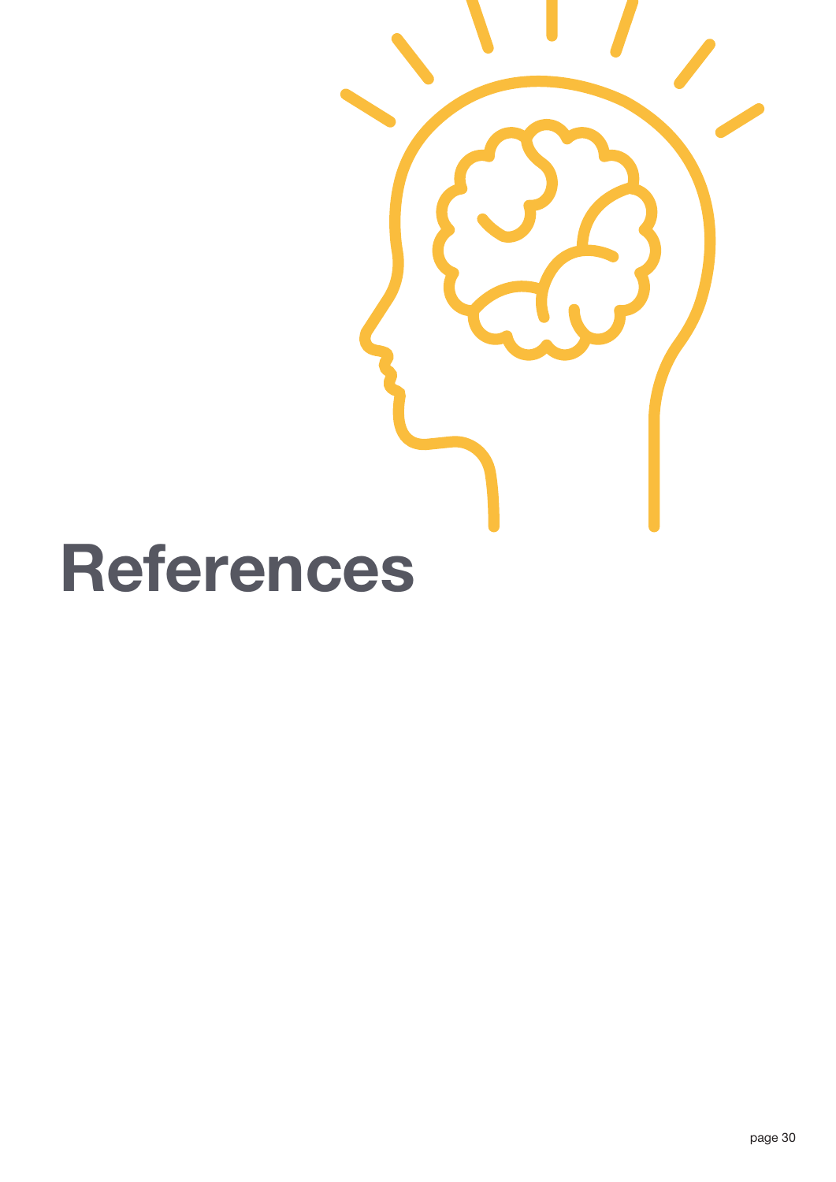# References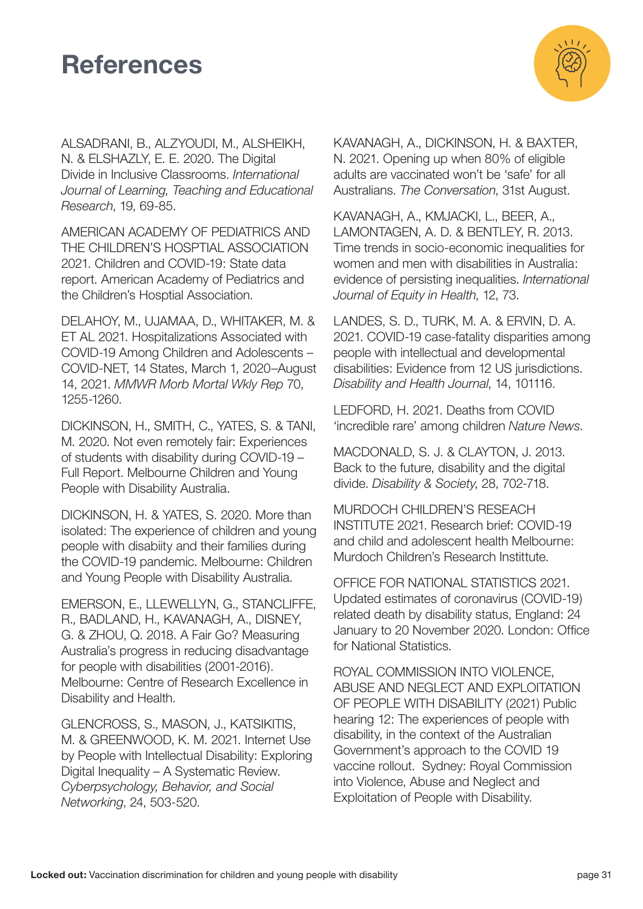# References

ALSADRANI, B., ALZYOUDI, M., ALSHEIKH, N. & ELSHAZLY, E. E. 2020. The Digital Divide in Inclusive Classrooms. *International Journal of Learning, Teaching and Educational Research*, 19, 69-85.

AMERICAN ACADEMY OF PEDIATRICS AND THE CHILDREN'S HOSPTIAL ASSOCIATION 2021. Children and COVID-19: State data report. American Academy of Pediatrics and the Children's Hosptial Association.

DELAHOY, M., UJAMAA, D., WHITAKER, M. & ET AL 2021. Hospitalizations Associated with COVID-19 Among Children and Adolescents – COVID-NET, 14 States, March 1, 2020–August 14, 2021. *MMWR Morb Mortal Wkly Rep* 70, 1255-1260.

DICKINSON, H., SMITH, C., YATES, S. & TANI, M. 2020. Not even remotely fair: Experiences of students with disability during COVID-19 – Full Report. Melbourne Children and Young People with Disability Australia.

DICKINSON, H. & YATES, S. 2020. More than isolated: The experience of children and young people with disabiity and their families during the COVID-19 pandemic. Melbourne: Children and Young People with Disability Australia.

EMERSON, E., LLEWELLYN, G., STANCLIFFE, R., BADLAND, H., KAVANAGH, A., DISNEY, G. & ZHOU, Q. 2018. A Fair Go? Measuring Australia's progress in reducing disadvantage for people with disabilities (2001-2016). Melbourne: Centre of Research Excellence in Disability and Health.

GLENCROSS, S., MASON, J., KATSIKITIS, M. & GREENWOOD, K. M. 2021. Internet Use by People with Intellectual Disability: Exploring Digital Inequality – A Systematic Review. *Cyberpsychology, Behavior, and Social Networking*, 24, 503-520.

KAVANAGH, A., DICKINSON, H. & BAXTER, N. 2021. Opening up when 80% of eligible adults are vaccinated won't be 'safe' for all Australians. *The Conversation*, 31st August.

KAVANAGH, A., KMJACKI, L., BEER, A., LAMONTAGEN, A. D. & BENTLEY, R. 2013. Time trends in socio-economic inequalities for women and men with disabilities in Australia: evidence of persisting inequalities. *International Journal of Equity in Health*, 12, 73.

LANDES, S. D., TURK, M. A. & ERVIN, D. A. 2021. COVID-19 case-fatality disparities among people with intellectual and developmental disabilities: Evidence from 12 US jurisdictions. *Disability and Health Journal*, 14, 101116.

LEDFORD, H. 2021. Deaths from COVID 'incredible rare' among children *Nature News*.

MACDONALD, S. J. & CLAYTON, J. 2013. Back to the future, disability and the digital divide. *Disability & Society*, 28, 702-718.

MURDOCH CHILDREN'S RESEACH INSTITUTE 2021. Research brief: COVID-19 and child and adolescent health Melbourne: Murdoch Children's Research Instittute.

OFFICE FOR NATIONAL STATISTICS 2021. Updated estimates of coronavirus (COVID-19) related death by disability status, England: 24 January to 20 November 2020. London: Office for National Statistics.

ROYAL COMMISSION INTO VIOLENCE, ABUSE AND NEGLECT AND EXPLOITATION OF PEOPLE WITH DISABILITY (2021) Public hearing 12: The experiences of people with disability, in the context of the Australian Government's approach to the COVID 19 vaccine rollout. Sydney: Royal Commission into Violence, Abuse and Neglect and Exploitation of People with Disability.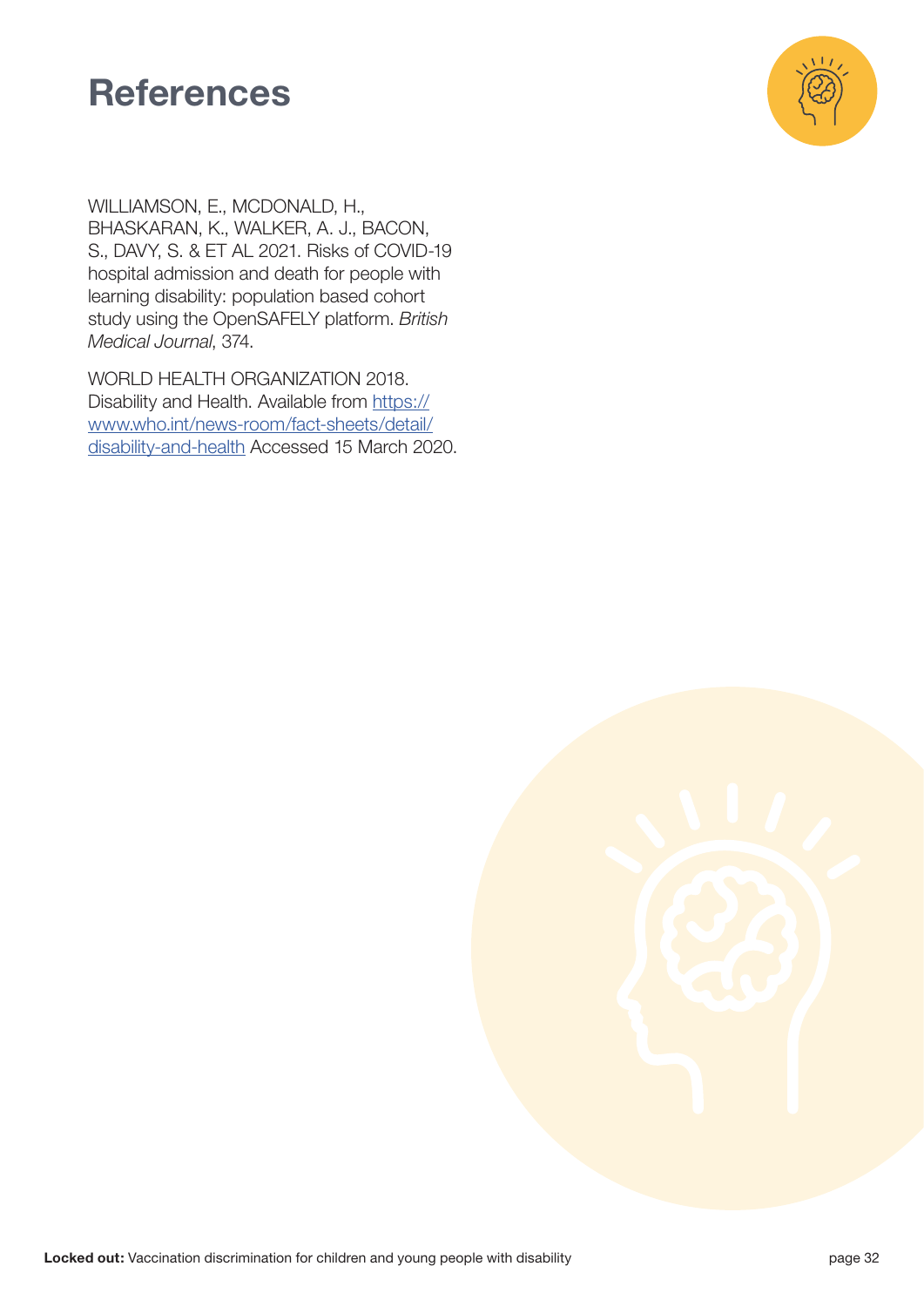# References

WILLIAMSON, E., MCDONALD, H., BHASKARAN, K., WALKER, A. J., BACON, S., DAVY, S. & ET AL 2021. Risks of COVID-19 hospital admission and death for people with learning disability: population based cohort study using the OpenSAFELY platform. *British Medical Journal*, 374.

WORLD HEALTH ORGANIZATION 2018. Disability and Health. Available from [https://www.who.int/news-room/fact-sheets/detail/disability-and-health](https://www.who.int/news-room/fact-sheets/detail/disability-and-health) Accessed 15 March 2020.